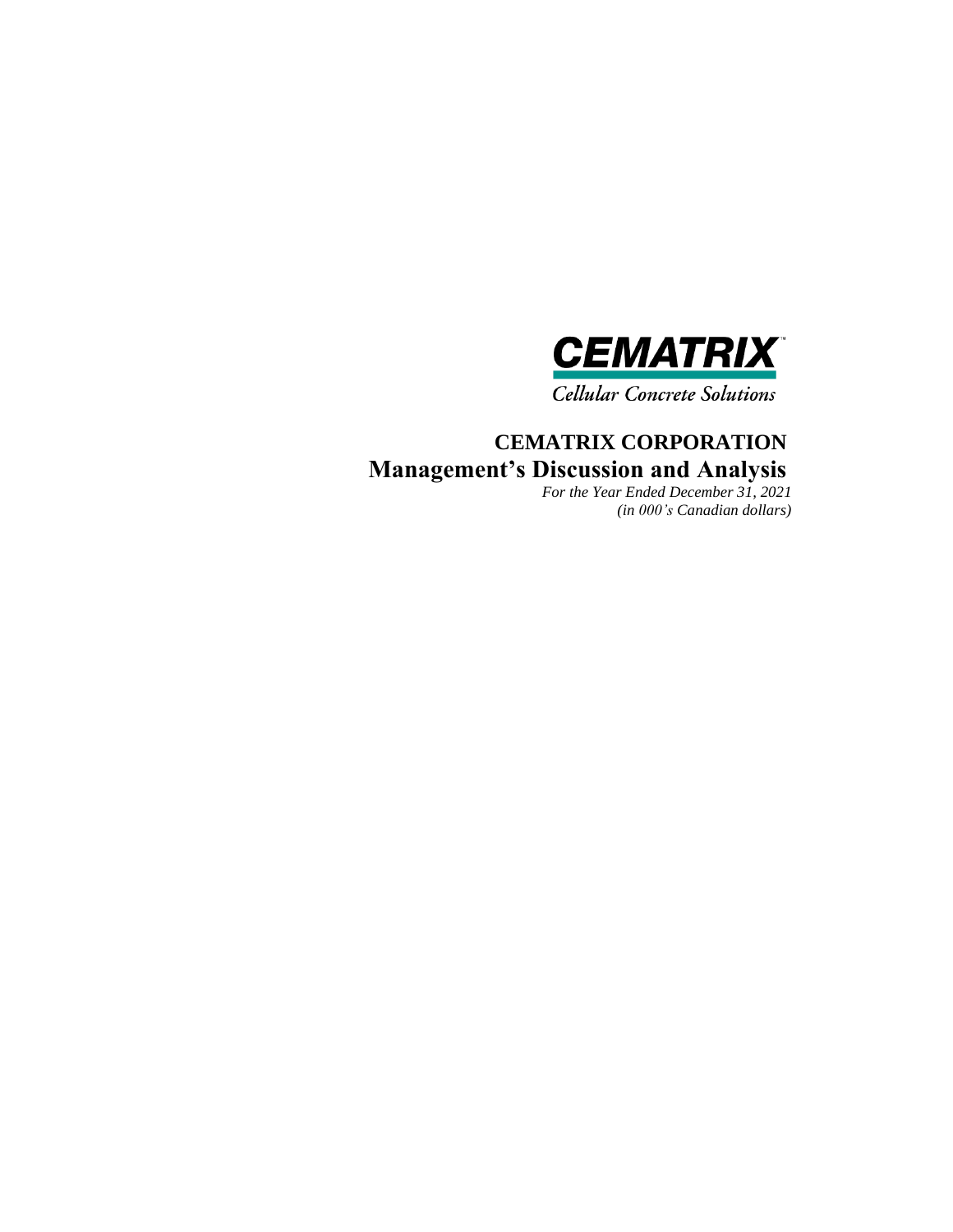**CEMATRIX**™

*Cellular Concrete Solutions*

# CEMATRIX CORPORATION

## Management's Discussion and Analysis

*For the Year Ended December 31, 2021*

*(in 000's Canadian dollars)*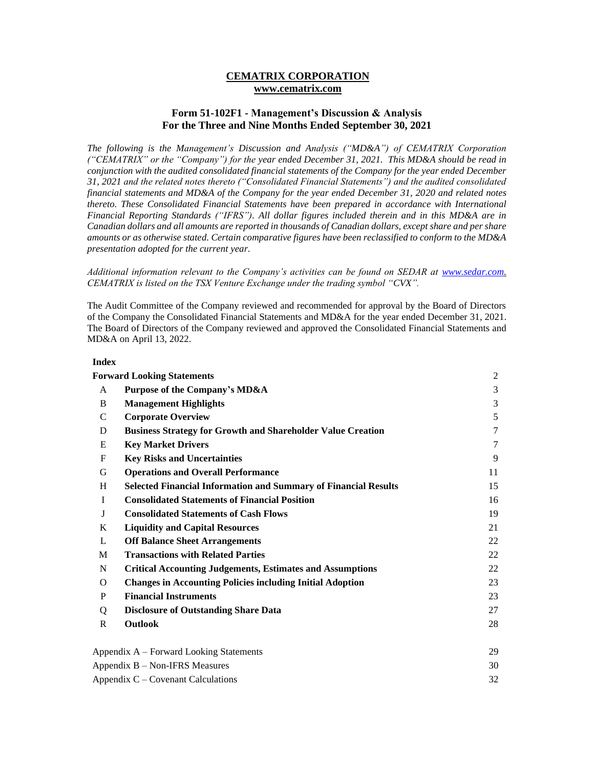# CEMATRIX CORPORATION

**www.cematrix.com**

## Form 51-102F1 - Management's Discussion & Analysis
## For the Three and Nine Months Ended September 30, 2021

*The following is the Management's Discussion and Analysis ("MD&A") of CEMATRIX Corporation ("CEMATRIX" or the "Company") for the year ended December 31, 2021. This MD&A should be read in conjunction with the audited consolidated financial statements of the Company for the year ended December 31, 2021 and the related notes thereto ("Consolidated Financial Statements") and the audited consolidated financial statements and MD&A of the Company for the year ended December 31, 2020 and related notes thereto. These Consolidated Financial Statements have been prepared in accordance with International Financial Reporting Standards ("IFRS"). All dollar figures included therein and in this MD&A are in Canadian dollars and all amounts are reported in thousands of Canadian dollars, except share and per share amounts or as otherwise stated. Certain comparative figures have been reclassified to conform to the MD&A presentation adopted for the current year.*

*Additional information relevant to the Company's activities can be found on SEDAR at www.sedar.com. CEMATRIX is listed on the TSX Venture Exchange under the trading symbol "CVX".*

The Audit Committee of the Company reviewed and recommended for approval by the Board of Directors of the Company the Consolidated Financial Statements and MD&A for the year ended December 31, 2021. The Board of Directors of the Company reviewed and approved the Consolidated Financial Statements and MD&A on April 13, 2022.

**Index**

| | | |
|---|---|---|
| **Forward Looking Statements** | | 2 |
| A | **Purpose of the Company's MD&A** | 3 |
| B | **Management Highlights** | 3 |
| C | **Corporate Overview** | 5 |
| D | **Business Strategy for Growth and Shareholder Value Creation** | 7 |
| E | **Key Market Drivers** | 7 |
| F | **Key Risks and Uncertainties** | 9 |
| G | **Operations and Overall Performance** | 11 |
| H | **Selected Financial Information and Summary of Financial Results** | 15 |
| I | **Consolidated Statements of Financial Position** | 16 |
| J | **Consolidated Statements of Cash Flows** | 19 |
| K | **Liquidity and Capital Resources** | 21 |
| L | **Off Balance Sheet Arrangements** | 22 |
| M | **Transactions with Related Parties** | 22 |
| N | **Critical Accounting Judgements, Estimates and Assumptions** | 22 |
| O | **Changes in Accounting Policies including Initial Adoption** | 23 |
| P | **Financial Instruments** | 23 |
| Q | **Disclosure of Outstanding Share Data** | 27 |
| R | **Outlook** | 28 |
| Appendix A – Forward Looking Statements | | 29 |
| Appendix B – Non-IFRS Measures | | 30 |
| Appendix C – Covenant Calculations | | 32 |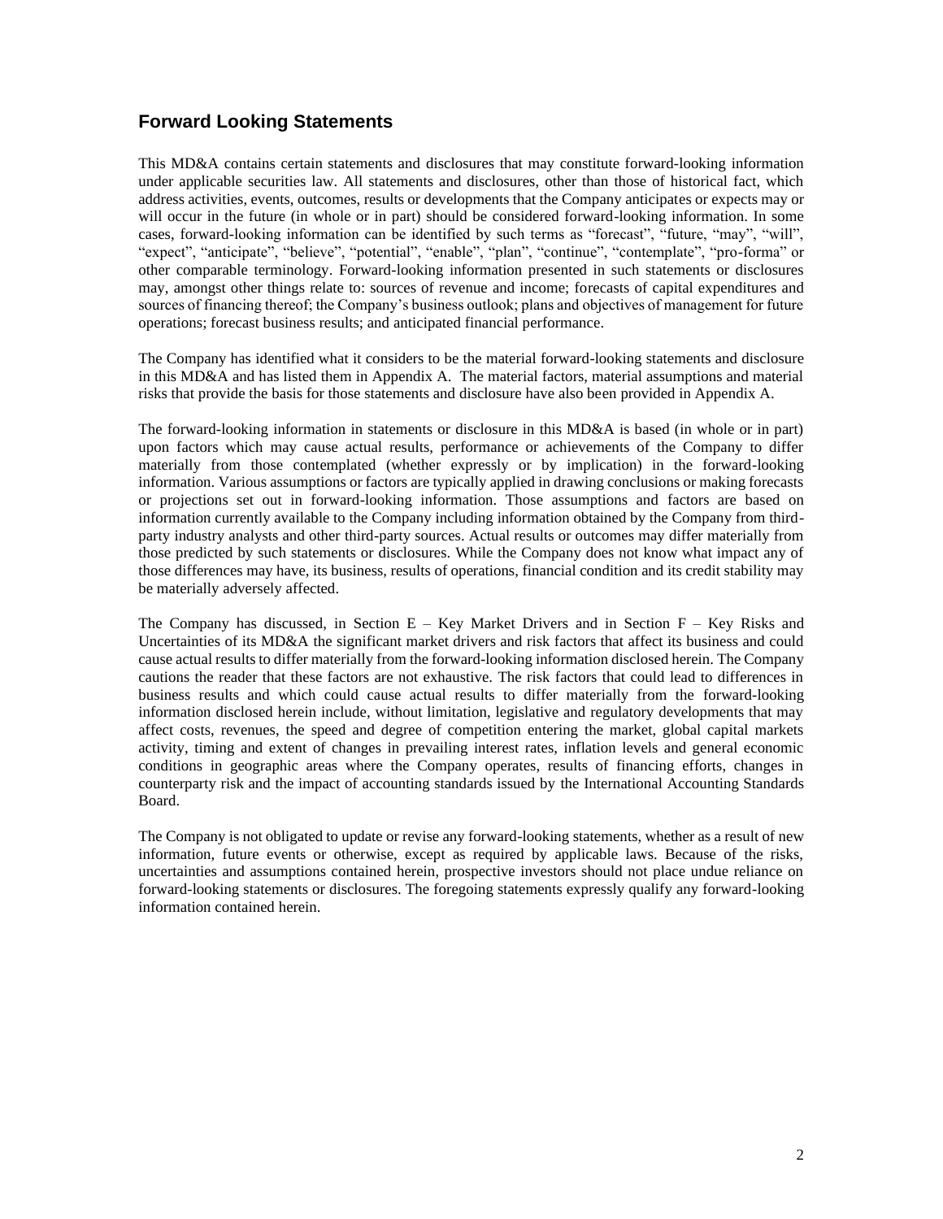## Forward Looking Statements

This MD&A contains certain statements and disclosures that may constitute forward-looking information under applicable securities law. All statements and disclosures, other than those of historical fact, which address activities, events, outcomes, results or developments that the Company anticipates or expects may or will occur in the future (in whole or in part) should be considered forward-looking information. In some cases, forward-looking information can be identified by such terms as "forecast", "future, "may", "will", "expect", "anticipate", "believe", "potential", "enable", "plan", "continue", "contemplate", "pro-forma" or other comparable terminology. Forward-looking information presented in such statements or disclosures may, amongst other things relate to: sources of revenue and income; forecasts of capital expenditures and sources of financing thereof; the Company's business outlook; plans and objectives of management for future operations; forecast business results; and anticipated financial performance.

The Company has identified what it considers to be the material forward-looking statements and disclosure in this MD&A and has listed them in Appendix A. The material factors, material assumptions and material risks that provide the basis for those statements and disclosure have also been provided in Appendix A.

The forward-looking information in statements or disclosure in this MD&A is based (in whole or in part) upon factors which may cause actual results, performance or achievements of the Company to differ materially from those contemplated (whether expressly or by implication) in the forward-looking information. Various assumptions or factors are typically applied in drawing conclusions or making forecasts or projections set out in forward-looking information. Those assumptions and factors are based on information currently available to the Company including information obtained by the Company from third-party industry analysts and other third-party sources. Actual results or outcomes may differ materially from those predicted by such statements or disclosures. While the Company does not know what impact any of those differences may have, its business, results of operations, financial condition and its credit stability may be materially adversely affected.

The Company has discussed, in Section E – Key Market Drivers and in Section F – Key Risks and Uncertainties of its MD&A the significant market drivers and risk factors that affect its business and could cause actual results to differ materially from the forward-looking information disclosed herein. The Company cautions the reader that these factors are not exhaustive. The risk factors that could lead to differences in business results and which could cause actual results to differ materially from the forward-looking information disclosed herein include, without limitation, legislative and regulatory developments that may affect costs, revenues, the speed and degree of competition entering the market, global capital markets activity, timing and extent of changes in prevailing interest rates, inflation levels and general economic conditions in geographic areas where the Company operates, results of financing efforts, changes in counterparty risk and the impact of accounting standards issued by the International Accounting Standards Board.

The Company is not obligated to update or revise any forward-looking statements, whether as a result of new information, future events or otherwise, except as required by applicable laws. Because of the risks, uncertainties and assumptions contained herein, prospective investors should not place undue reliance on forward-looking statements or disclosures. The foregoing statements expressly qualify any forward-looking information contained herein.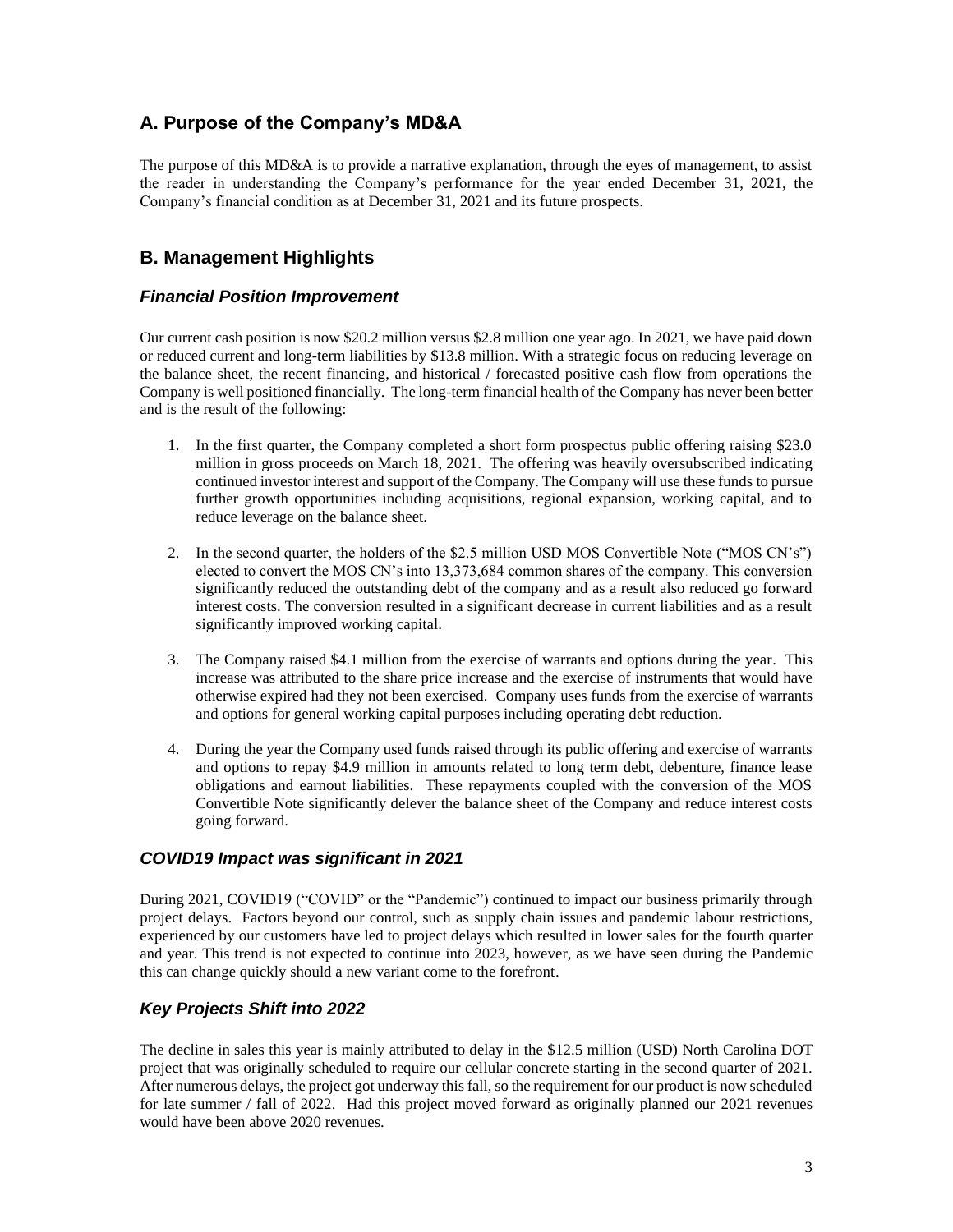## A. Purpose of the Company's MD&A

The purpose of this MD&A is to provide a narrative explanation, through the eyes of management, to assist the reader in understanding the Company's performance for the year ended December 31, 2021, the Company's financial condition as at December 31, 2021 and its future prospects.

## B. Management Highlights

### *Financial Position Improvement*

Our current cash position is now $20.2 million versus $2.8 million one year ago. In 2021, we have paid down or reduced current and long-term liabilities by $13.8 million. With a strategic focus on reducing leverage on the balance sheet, the recent financing, and historical / forecasted positive cash flow from operations the Company is well positioned financially. The long-term financial health of the Company has never been better and is the result of the following:

1. In the first quarter, the Company completed a short form prospectus public offering raising $23.0 million in gross proceeds on March 18, 2021. The offering was heavily oversubscribed indicating continued investor interest and support of the Company. The Company will use these funds to pursue further growth opportunities including acquisitions, regional expansion, working capital, and to reduce leverage on the balance sheet.

2. In the second quarter, the holders of the $2.5 million USD MOS Convertible Note ("MOS CN's") elected to convert the MOS CN's into 13,373,684 common shares of the company. This conversion significantly reduced the outstanding debt of the company and as a result also reduced go forward interest costs. The conversion resulted in a significant decrease in current liabilities and as a result significantly improved working capital.

3. The Company raised $4.1 million from the exercise of warrants and options during the year. This increase was attributed to the share price increase and the exercise of instruments that would have otherwise expired had they not been exercised. Company uses funds from the exercise of warrants and options for general working capital purposes including operating debt reduction.

4. During the year the Company used funds raised through its public offering and exercise of warrants and options to repay $4.9 million in amounts related to long term debt, debenture, finance lease obligations and earnout liabilities. These repayments coupled with the conversion of the MOS Convertible Note significantly delever the balance sheet of the Company and reduce interest costs going forward.

### *COVID19 Impact was significant in 2021*

During 2021, COVID19 ("COVID" or the "Pandemic") continued to impact our business primarily through project delays. Factors beyond our control, such as supply chain issues and pandemic labour restrictions, experienced by our customers have led to project delays which resulted in lower sales for the fourth quarter and year. This trend is not expected to continue into 2023, however, as we have seen during the Pandemic this can change quickly should a new variant come to the forefront.

### *Key Projects Shift into 2022*

The decline in sales this year is mainly attributed to delay in the $12.5 million (USD) North Carolina DOT project that was originally scheduled to require our cellular concrete starting in the second quarter of 2021. After numerous delays, the project got underway this fall, so the requirement for our product is now scheduled for late summer / fall of 2022. Had this project moved forward as originally planned our 2021 revenues would have been above 2020 revenues.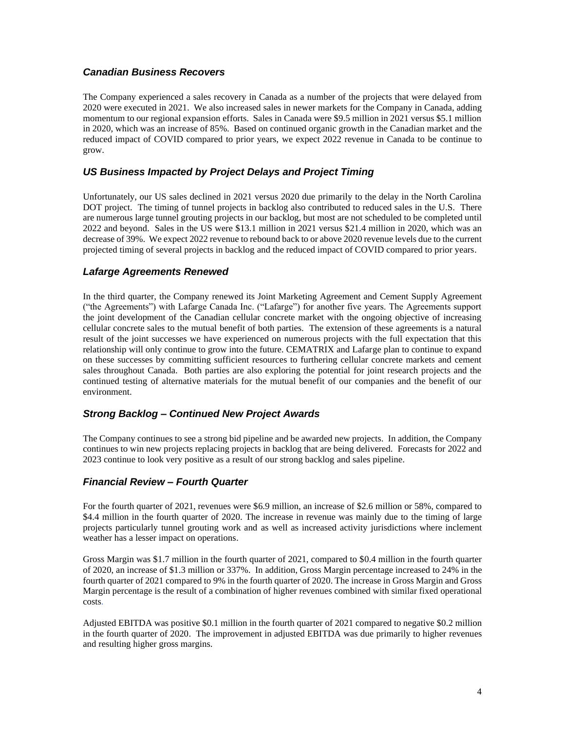### *Canadian Business Recovers*

The Company experienced a sales recovery in Canada as a number of the projects that were delayed from 2020 were executed in 2021. We also increased sales in newer markets for the Company in Canada, adding momentum to our regional expansion efforts. Sales in Canada were $9.5 million in 2021 versus $5.1 million in 2020, which was an increase of 85%. Based on continued organic growth in the Canadian market and the reduced impact of COVID compared to prior years, we expect 2022 revenue in Canada to be continue to grow.

### *US Business Impacted by Project Delays and Project Timing*

Unfortunately, our US sales declined in 2021 versus 2020 due primarily to the delay in the North Carolina DOT project. The timing of tunnel projects in backlog also contributed to reduced sales in the U.S. There are numerous large tunnel grouting projects in our backlog, but most are not scheduled to be completed until 2022 and beyond. Sales in the US were $13.1 million in 2021 versus $21.4 million in 2020, which was an decrease of 39%. We expect 2022 revenue to rebound back to or above 2020 revenue levels due to the current projected timing of several projects in backlog and the reduced impact of COVID compared to prior years.

### *Lafarge Agreements Renewed*

In the third quarter, the Company renewed its Joint Marketing Agreement and Cement Supply Agreement ("the Agreements") with Lafarge Canada Inc. ("Lafarge") for another five years. The Agreements support the joint development of the Canadian cellular concrete market with the ongoing objective of increasing cellular concrete sales to the mutual benefit of both parties. The extension of these agreements is a natural result of the joint successes we have experienced on numerous projects with the full expectation that this relationship will only continue to grow into the future. CEMATRIX and Lafarge plan to continue to expand on these successes by committing sufficient resources to furthering cellular concrete markets and cement sales throughout Canada. Both parties are also exploring the potential for joint research projects and the continued testing of alternative materials for the mutual benefit of our companies and the benefit of our environment.

### *Strong Backlog – Continued New Project Awards*

The Company continues to see a strong bid pipeline and be awarded new projects. In addition, the Company continues to win new projects replacing projects in backlog that are being delivered. Forecasts for 2022 and 2023 continue to look very positive as a result of our strong backlog and sales pipeline.

### *Financial Review – Fourth Quarter*

For the fourth quarter of 2021, revenues were $6.9 million, an increase of $2.6 million or 58%, compared to $4.4 million in the fourth quarter of 2020. The increase in revenue was mainly due to the timing of large projects particularly tunnel grouting work and as well as increased activity jurisdictions where inclement weather has a lesser impact on operations.

Gross Margin was $1.7 million in the fourth quarter of 2021, compared to $0.4 million in the fourth quarter of 2020, an increase of $1.3 million or 337%. In addition, Gross Margin percentage increased to 24% in the fourth quarter of 2021 compared to 9% in the fourth quarter of 2020. The increase in Gross Margin and Gross Margin percentage is the result of a combination of higher revenues combined with similar fixed operational costs.

Adjusted EBITDA was positive $0.1 million in the fourth quarter of 2021 compared to negative $0.2 million in the fourth quarter of 2020. The improvement in adjusted EBITDA was due primarily to higher revenues and resulting higher gross margins.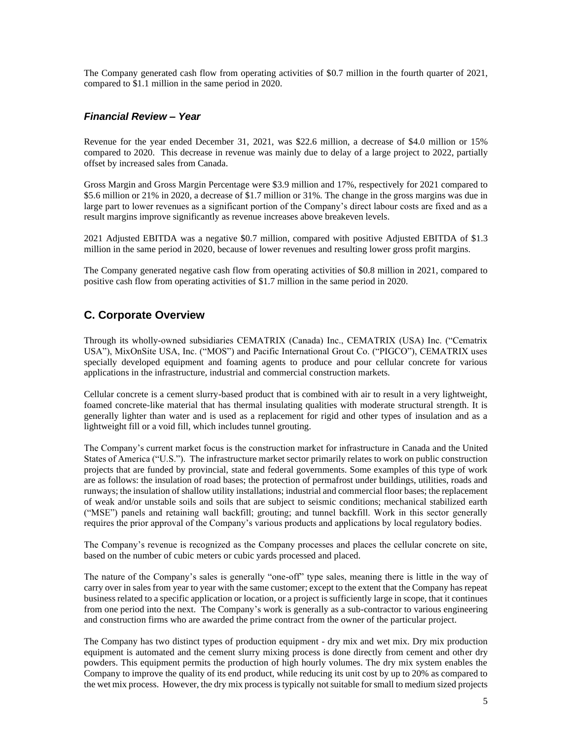The Company generated cash flow from operating activities of $0.7 million in the fourth quarter of 2021, compared to $1.1 million in the same period in 2020.

### *Financial Review – Year*

Revenue for the year ended December 31, 2021, was $22.6 million, a decrease of $4.0 million or 15% compared to 2020. This decrease in revenue was mainly due to delay of a large project to 2022, partially offset by increased sales from Canada.

Gross Margin and Gross Margin Percentage were $3.9 million and 17%, respectively for 2021 compared to $5.6 million or 21% in 2020, a decrease of $1.7 million or 31%. The change in the gross margins was due in large part to lower revenues as a significant portion of the Company's direct labour costs are fixed and as a result margins improve significantly as revenue increases above breakeven levels.

2021 Adjusted EBITDA was a negative $0.7 million, compared with positive Adjusted EBITDA of $1.3 million in the same period in 2020, because of lower revenues and resulting lower gross profit margins.

The Company generated negative cash flow from operating activities of $0.8 million in 2021, compared to positive cash flow from operating activities of $1.7 million in the same period in 2020.

## C. Corporate Overview

Through its wholly-owned subsidiaries CEMATRIX (Canada) Inc., CEMATRIX (USA) Inc. ("Cematrix USA"), MixOnSite USA, Inc. ("MOS") and Pacific International Grout Co. ("PIGCO"), CEMATRIX uses specially developed equipment and foaming agents to produce and pour cellular concrete for various applications in the infrastructure, industrial and commercial construction markets.

Cellular concrete is a cement slurry-based product that is combined with air to result in a very lightweight, foamed concrete-like material that has thermal insulating qualities with moderate structural strength. It is generally lighter than water and is used as a replacement for rigid and other types of insulation and as a lightweight fill or a void fill, which includes tunnel grouting.

The Company's current market focus is the construction market for infrastructure in Canada and the United States of America ("U.S."). The infrastructure market sector primarily relates to work on public construction projects that are funded by provincial, state and federal governments. Some examples of this type of work are as follows: the insulation of road bases; the protection of permafrost under buildings, utilities, roads and runways; the insulation of shallow utility installations; industrial and commercial floor bases; the replacement of weak and/or unstable soils and soils that are subject to seismic conditions; mechanical stabilized earth ("MSE") panels and retaining wall backfill; grouting; and tunnel backfill. Work in this sector generally requires the prior approval of the Company's various products and applications by local regulatory bodies.

The Company's revenue is recognized as the Company processes and places the cellular concrete on site, based on the number of cubic meters or cubic yards processed and placed.

The nature of the Company's sales is generally "one-off" type sales, meaning there is little in the way of carry over in sales from year to year with the same customer; except to the extent that the Company has repeat business related to a specific application or location, or a project is sufficiently large in scope, that it continues from one period into the next. The Company's work is generally as a sub-contractor to various engineering and construction firms who are awarded the prime contract from the owner of the particular project.

The Company has two distinct types of production equipment - dry mix and wet mix. Dry mix production equipment is automated and the cement slurry mixing process is done directly from cement and other dry powders. This equipment permits the production of high hourly volumes. The dry mix system enables the Company to improve the quality of its end product, while reducing its unit cost by up to 20% as compared to the wet mix process. However, the dry mix process is typically not suitable for small to medium sized projects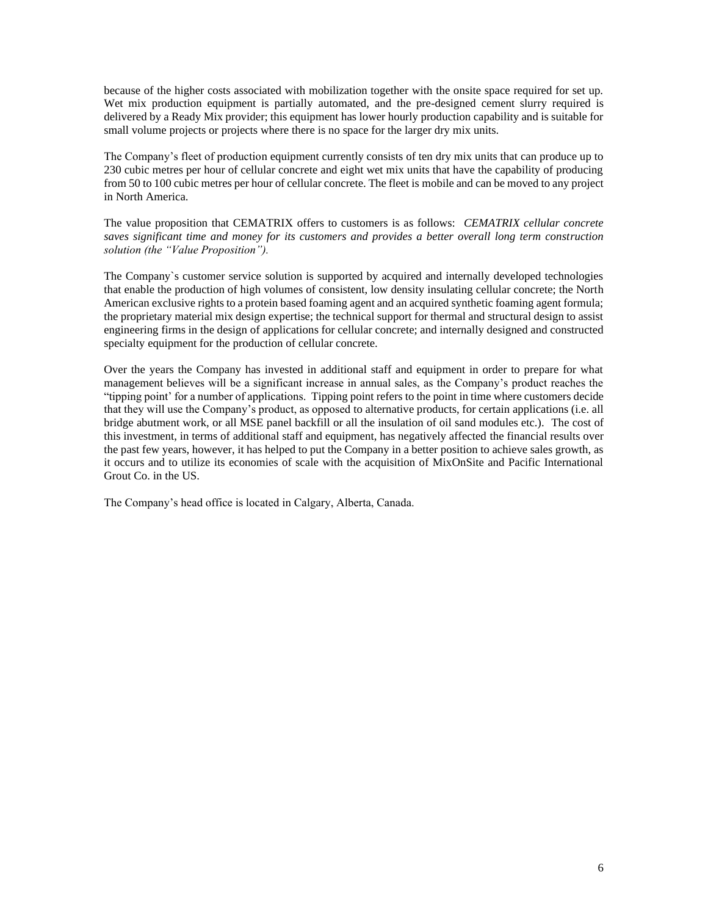because of the higher costs associated with mobilization together with the onsite space required for set up. Wet mix production equipment is partially automated, and the pre-designed cement slurry required is delivered by a Ready Mix provider; this equipment has lower hourly production capability and is suitable for small volume projects or projects where there is no space for the larger dry mix units.

The Company's fleet of production equipment currently consists of ten dry mix units that can produce up to 230 cubic metres per hour of cellular concrete and eight wet mix units that have the capability of producing from 50 to 100 cubic metres per hour of cellular concrete. The fleet is mobile and can be moved to any project in North America.

The value proposition that CEMATRIX offers to customers is as follows: *CEMATRIX cellular concrete saves significant time and money for its customers and provides a better overall long term construction solution (the "Value Proposition").*

The Company`s customer service solution is supported by acquired and internally developed technologies that enable the production of high volumes of consistent, low density insulating cellular concrete; the North American exclusive rights to a protein based foaming agent and an acquired synthetic foaming agent formula; the proprietary material mix design expertise; the technical support for thermal and structural design to assist engineering firms in the design of applications for cellular concrete; and internally designed and constructed specialty equipment for the production of cellular concrete.

Over the years the Company has invested in additional staff and equipment in order to prepare for what management believes will be a significant increase in annual sales, as the Company's product reaches the "tipping point' for a number of applications. Tipping point refers to the point in time where customers decide that they will use the Company's product, as opposed to alternative products, for certain applications (i.e. all bridge abutment work, or all MSE panel backfill or all the insulation of oil sand modules etc.). The cost of this investment, in terms of additional staff and equipment, has negatively affected the financial results over the past few years, however, it has helped to put the Company in a better position to achieve sales growth, as it occurs and to utilize its economies of scale with the acquisition of MixOnSite and Pacific International Grout Co. in the US.

The Company's head office is located in Calgary, Alberta, Canada.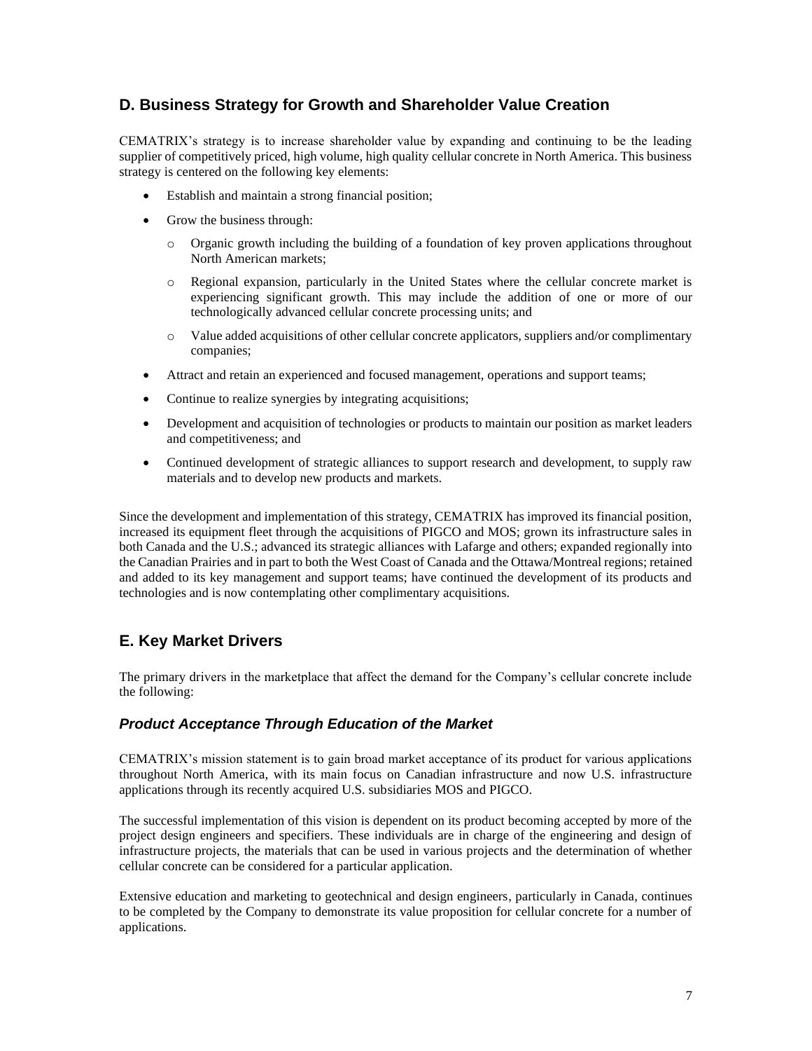## D. Business Strategy for Growth and Shareholder Value Creation

CEMATRIX's strategy is to increase shareholder value by expanding and continuing to be the leading supplier of competitively priced, high volume, high quality cellular concrete in North America. This business strategy is centered on the following key elements:

- Establish and maintain a strong financial position;
- Grow the business through:
  - Organic growth including the building of a foundation of key proven applications throughout North American markets;
  - Regional expansion, particularly in the United States where the cellular concrete market is experiencing significant growth. This may include the addition of one or more of our technologically advanced cellular concrete processing units; and
  - Value added acquisitions of other cellular concrete applicators, suppliers and/or complimentary companies;
- Attract and retain an experienced and focused management, operations and support teams;
- Continue to realize synergies by integrating acquisitions;
- Development and acquisition of technologies or products to maintain our position as market leaders and competitiveness; and
- Continued development of strategic alliances to support research and development, to supply raw materials and to develop new products and markets.

Since the development and implementation of this strategy, CEMATRIX has improved its financial position, increased its equipment fleet through the acquisitions of PIGCO and MOS; grown its infrastructure sales in both Canada and the U.S.; advanced its strategic alliances with Lafarge and others; expanded regionally into the Canadian Prairies and in part to both the West Coast of Canada and the Ottawa/Montreal regions; retained and added to its key management and support teams; have continued the development of its products and technologies and is now contemplating other complimentary acquisitions.

## E. Key Market Drivers

The primary drivers in the marketplace that affect the demand for the Company's cellular concrete include the following:

### *Product Acceptance Through Education of the Market*

CEMATRIX's mission statement is to gain broad market acceptance of its product for various applications throughout North America, with its main focus on Canadian infrastructure and now U.S. infrastructure applications through its recently acquired U.S. subsidiaries MOS and PIGCO.

The successful implementation of this vision is dependent on its product becoming accepted by more of the project design engineers and specifiers. These individuals are in charge of the engineering and design of infrastructure projects, the materials that can be used in various projects and the determination of whether cellular concrete can be considered for a particular application.

Extensive education and marketing to geotechnical and design engineers, particularly in Canada, continues to be completed by the Company to demonstrate its value proposition for cellular concrete for a number of applications.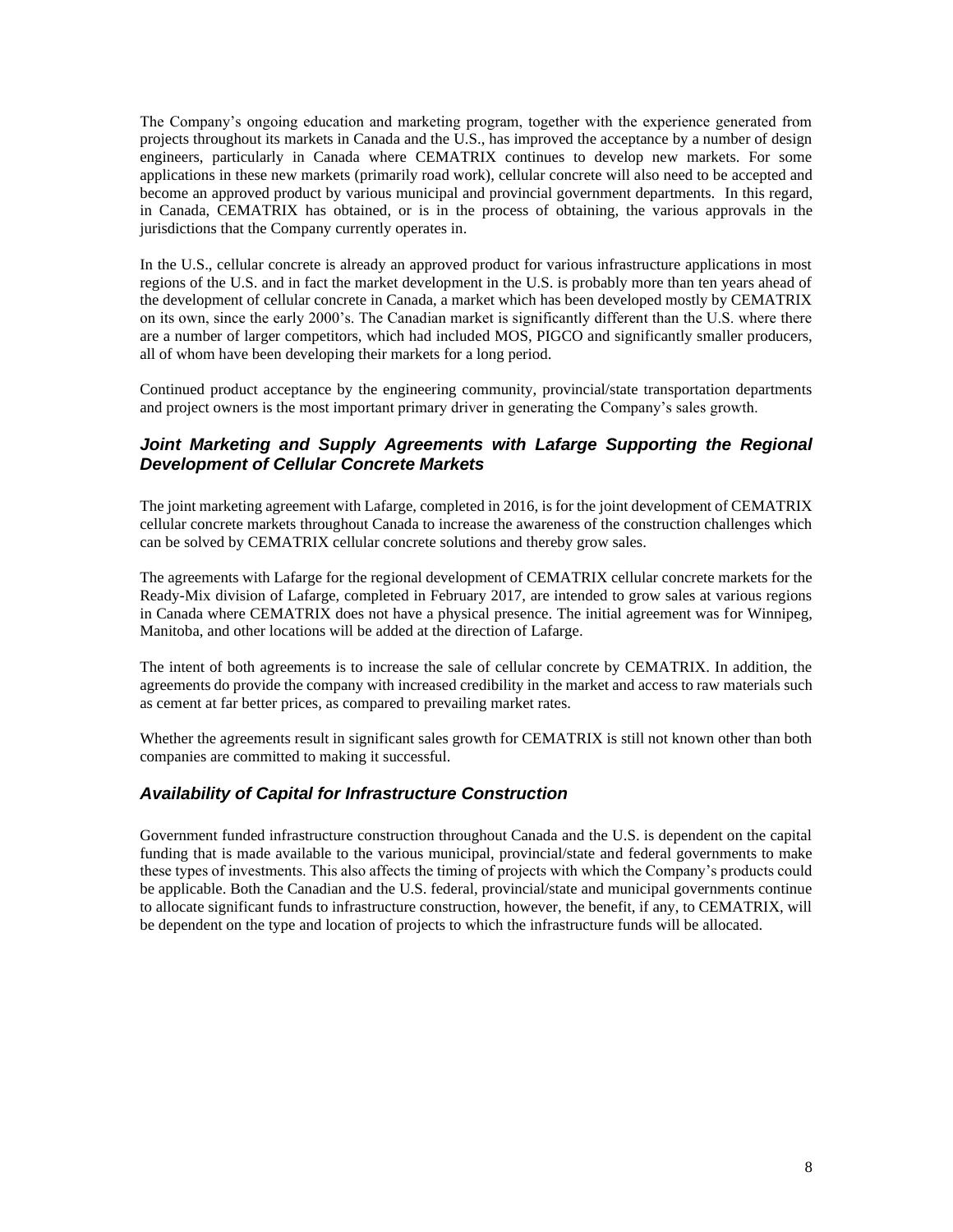The Company's ongoing education and marketing program, together with the experience generated from projects throughout its markets in Canada and the U.S., has improved the acceptance by a number of design engineers, particularly in Canada where CEMATRIX continues to develop new markets. For some applications in these new markets (primarily road work), cellular concrete will also need to be accepted and become an approved product by various municipal and provincial government departments. In this regard, in Canada, CEMATRIX has obtained, or is in the process of obtaining, the various approvals in the jurisdictions that the Company currently operates in.

In the U.S., cellular concrete is already an approved product for various infrastructure applications in most regions of the U.S. and in fact the market development in the U.S. is probably more than ten years ahead of the development of cellular concrete in Canada, a market which has been developed mostly by CEMATRIX on its own, since the early 2000's. The Canadian market is significantly different than the U.S. where there are a number of larger competitors, which had included MOS, PIGCO and significantly smaller producers, all of whom have been developing their markets for a long period.

Continued product acceptance by the engineering community, provincial/state transportation departments and project owners is the most important primary driver in generating the Company's sales growth.

### *Joint Marketing and Supply Agreements with Lafarge Supporting the Regional Development of Cellular Concrete Markets*

The joint marketing agreement with Lafarge, completed in 2016, is for the joint development of CEMATRIX cellular concrete markets throughout Canada to increase the awareness of the construction challenges which can be solved by CEMATRIX cellular concrete solutions and thereby grow sales.

The agreements with Lafarge for the regional development of CEMATRIX cellular concrete markets for the Ready-Mix division of Lafarge, completed in February 2017, are intended to grow sales at various regions in Canada where CEMATRIX does not have a physical presence. The initial agreement was for Winnipeg, Manitoba, and other locations will be added at the direction of Lafarge.

The intent of both agreements is to increase the sale of cellular concrete by CEMATRIX. In addition, the agreements do provide the company with increased credibility in the market and access to raw materials such as cement at far better prices, as compared to prevailing market rates.

Whether the agreements result in significant sales growth for CEMATRIX is still not known other than both companies are committed to making it successful.

### *Availability of Capital for Infrastructure Construction*

Government funded infrastructure construction throughout Canada and the U.S. is dependent on the capital funding that is made available to the various municipal, provincial/state and federal governments to make these types of investments. This also affects the timing of projects with which the Company's products could be applicable. Both the Canadian and the U.S. federal, provincial/state and municipal governments continue to allocate significant funds to infrastructure construction, however, the benefit, if any, to CEMATRIX, will be dependent on the type and location of projects to which the infrastructure funds will be allocated.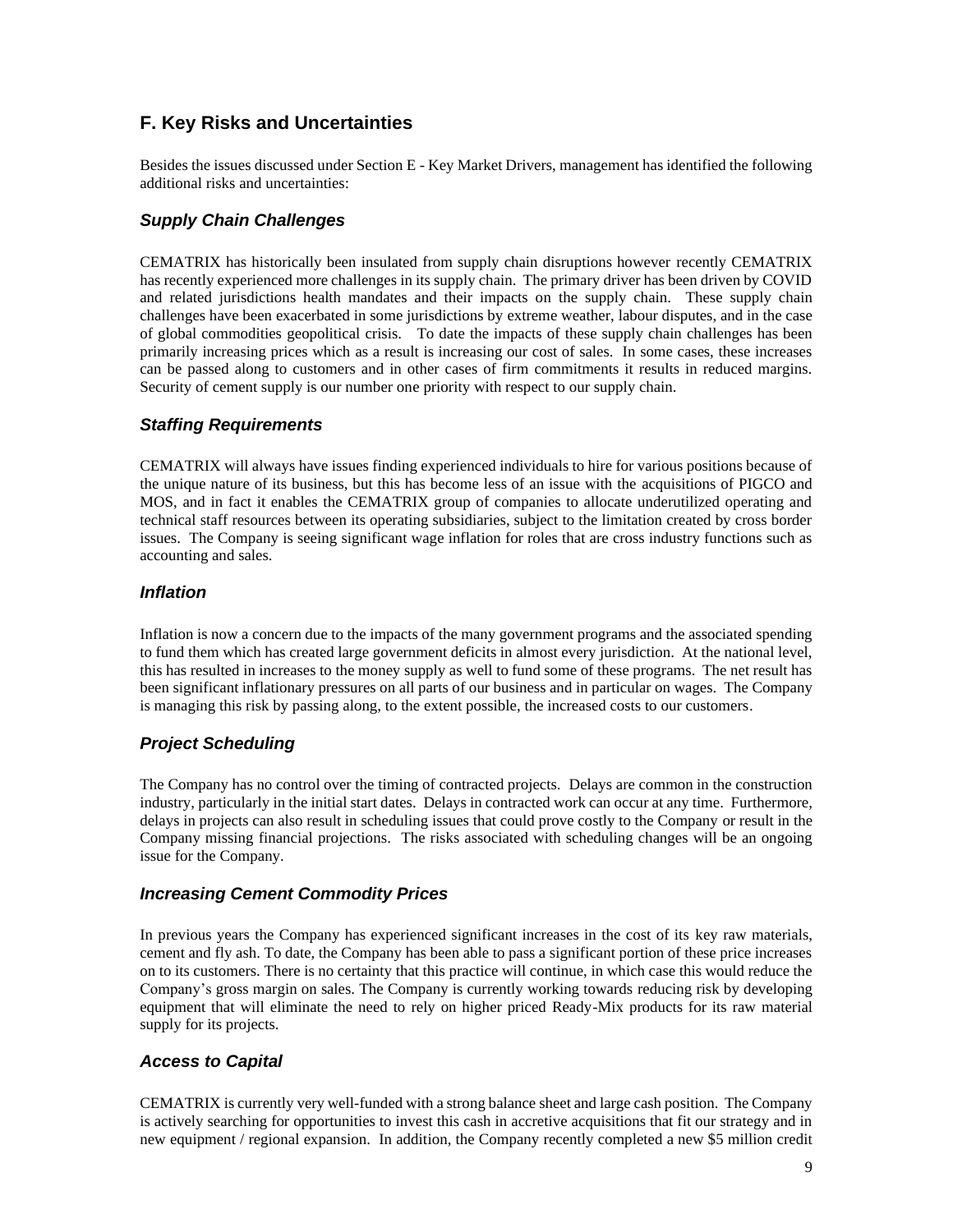## F. Key Risks and Uncertainties

Besides the issues discussed under Section E - Key Market Drivers, management has identified the following additional risks and uncertainties:

### *Supply Chain Challenges*

CEMATRIX has historically been insulated from supply chain disruptions however recently CEMATRIX has recently experienced more challenges in its supply chain. The primary driver has been driven by COVID and related jurisdictions health mandates and their impacts on the supply chain. These supply chain challenges have been exacerbated in some jurisdictions by extreme weather, labour disputes, and in the case of global commodities geopolitical crisis. To date the impacts of these supply chain challenges has been primarily increasing prices which as a result is increasing our cost of sales. In some cases, these increases can be passed along to customers and in other cases of firm commitments it results in reduced margins. Security of cement supply is our number one priority with respect to our supply chain.

### *Staffing Requirements*

CEMATRIX will always have issues finding experienced individuals to hire for various positions because of the unique nature of its business, but this has become less of an issue with the acquisitions of PIGCO and MOS, and in fact it enables the CEMATRIX group of companies to allocate underutilized operating and technical staff resources between its operating subsidiaries, subject to the limitation created by cross border issues. The Company is seeing significant wage inflation for roles that are cross industry functions such as accounting and sales.

### *Inflation*

Inflation is now a concern due to the impacts of the many government programs and the associated spending to fund them which has created large government deficits in almost every jurisdiction. At the national level, this has resulted in increases to the money supply as well to fund some of these programs. The net result has been significant inflationary pressures on all parts of our business and in particular on wages. The Company is managing this risk by passing along, to the extent possible, the increased costs to our customers.

### *Project Scheduling*

The Company has no control over the timing of contracted projects. Delays are common in the construction industry, particularly in the initial start dates. Delays in contracted work can occur at any time. Furthermore, delays in projects can also result in scheduling issues that could prove costly to the Company or result in the Company missing financial projections. The risks associated with scheduling changes will be an ongoing issue for the Company.

### *Increasing Cement Commodity Prices*

In previous years the Company has experienced significant increases in the cost of its key raw materials, cement and fly ash. To date, the Company has been able to pass a significant portion of these price increases on to its customers. There is no certainty that this practice will continue, in which case this would reduce the Company's gross margin on sales. The Company is currently working towards reducing risk by developing equipment that will eliminate the need to rely on higher priced Ready-Mix products for its raw material supply for its projects.

### *Access to Capital*

CEMATRIX is currently very well-funded with a strong balance sheet and large cash position. The Company is actively searching for opportunities to invest this cash in accretive acquisitions that fit our strategy and in new equipment / regional expansion. In addition, the Company recently completed a new $5 million credit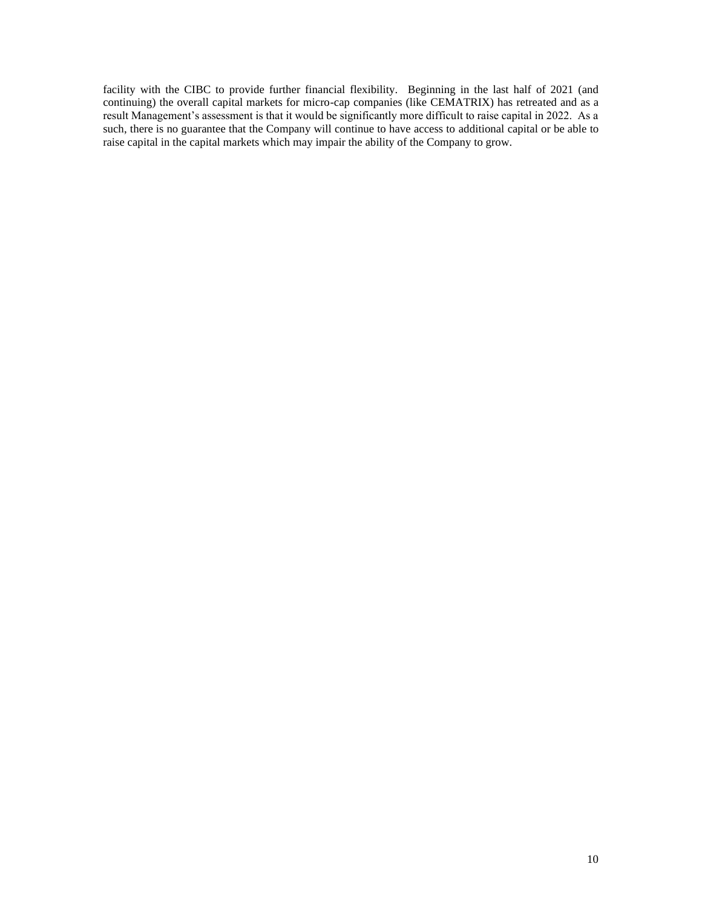facility with the CIBC to provide further financial flexibility. Beginning in the last half of 2021 (and continuing) the overall capital markets for micro-cap companies (like CEMATRIX) has retreated and as a result Management's assessment is that it would be significantly more difficult to raise capital in 2022. As a such, there is no guarantee that the Company will continue to have access to additional capital or be able to raise capital in the capital markets which may impair the ability of the Company to grow.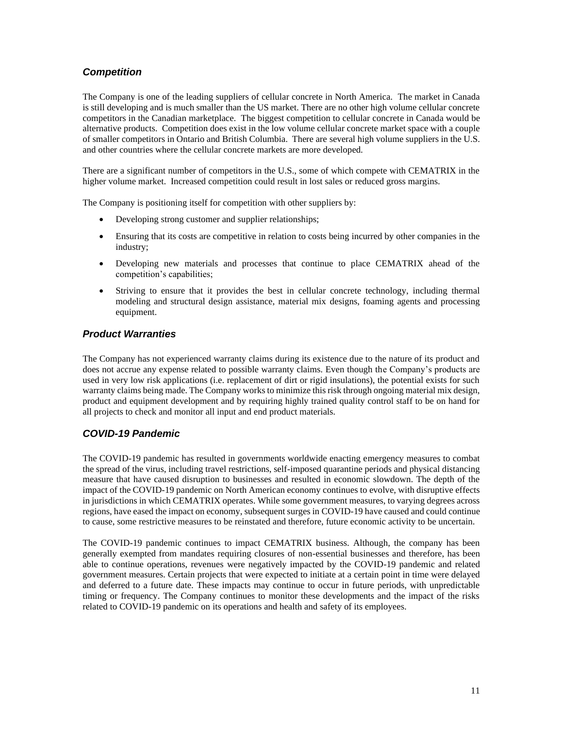## *Competition*

The Company is one of the leading suppliers of cellular concrete in North America. The market in Canada is still developing and is much smaller than the US market. There are no other high volume cellular concrete competitors in the Canadian marketplace. The biggest competition to cellular concrete in Canada would be alternative products. Competition does exist in the low volume cellular concrete market space with a couple of smaller competitors in Ontario and British Columbia. There are several high volume suppliers in the U.S. and other countries where the cellular concrete markets are more developed.

There are a significant number of competitors in the U.S., some of which compete with CEMATRIX in the higher volume market. Increased competition could result in lost sales or reduced gross margins.

The Company is positioning itself for competition with other suppliers by:

- Developing strong customer and supplier relationships;
- Ensuring that its costs are competitive in relation to costs being incurred by other companies in the industry;
- Developing new materials and processes that continue to place CEMATRIX ahead of the competition's capabilities;
- Striving to ensure that it provides the best in cellular concrete technology, including thermal modeling and structural design assistance, material mix designs, foaming agents and processing equipment.

## *Product Warranties*

The Company has not experienced warranty claims during its existence due to the nature of its product and does not accrue any expense related to possible warranty claims. Even though the Company's products are used in very low risk applications (i.e. replacement of dirt or rigid insulations), the potential exists for such warranty claims being made. The Company works to minimize this risk through ongoing material mix design, product and equipment development and by requiring highly trained quality control staff to be on hand for all projects to check and monitor all input and end product materials.

## *COVID-19 Pandemic*

The COVID-19 pandemic has resulted in governments worldwide enacting emergency measures to combat the spread of the virus, including travel restrictions, self-imposed quarantine periods and physical distancing measure that have caused disruption to businesses and resulted in economic slowdown. The depth of the impact of the COVID-19 pandemic on North American economy continues to evolve, with disruptive effects in jurisdictions in which CEMATRIX operates. While some government measures, to varying degrees across regions, have eased the impact on economy, subsequent surges in COVID-19 have caused and could continue to cause, some restrictive measures to be reinstated and therefore, future economic activity to be uncertain.

The COVID-19 pandemic continues to impact CEMATRIX business. Although, the company has been generally exempted from mandates requiring closures of non-essential businesses and therefore, has been able to continue operations, revenues were negatively impacted by the COVID-19 pandemic and related government measures. Certain projects that were expected to initiate at a certain point in time were delayed and deferred to a future date. These impacts may continue to occur in future periods, with unpredictable timing or frequency. The Company continues to monitor these developments and the impact of the risks related to COVID-19 pandemic on its operations and health and safety of its employees.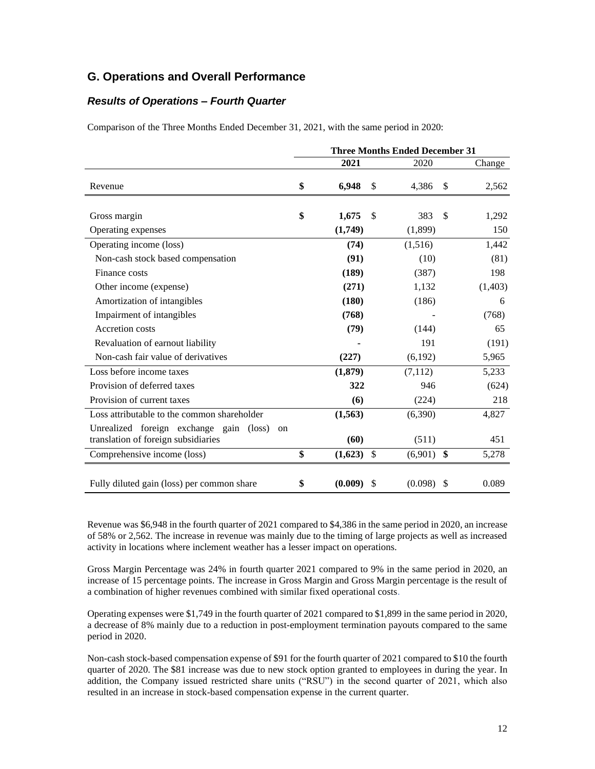## G. Operations and Overall Performance

### *Results of Operations – Fourth Quarter*

Comparison of the Three Months Ended December 31, 2021, with the same period in 2020:

| | Three Months Ended December 31 | | |
|---|---|---|---|
| | **2021** | 2020 | Change |
| Revenue | **$ 6,948** | $ 4,386 | $ 2,562 |
| Gross margin | **$ 1,675** | $ 383 | $ 1,292 |
| Operating expenses | **(1,749)** | (1,899) | 150 |
| Operating income (loss) | **(74)** | (1,516) | 1,442 |
| Non-cash stock based compensation | **(91)** | (10) | (81) |
| Finance costs | **(189)** | (387) | 198 |
| Other income (expense) | **(271)** | 1,132 | (1,403) |
| Amortization of intangibles | **(180)** | (186) | 6 |
| Impairment of intangibles | **(768)** | - | (768) |
| Accretion costs | **(79)** | (144) | 65 |
| Revaluation of earnout liability | **-** | 191 | (191) |
| Non-cash fair value of derivatives | **(227)** | (6,192) | 5,965 |
| Loss before income taxes | **(1,879)** | (7,112) | 5,233 |
| Provision of deferred taxes | **322** | 946 | (624) |
| Provision of current taxes | **(6)** | (224) | 218 |
| Loss attributable to the common shareholder | **(1,563)** | (6,390) | 4,827 |
| Unrealized foreign exchange gain (loss) on translation of foreign subsidiaries | **(60)** | (511) | 451 |
| Comprehensive income (loss) | **$ (1,623)** | $ (6,901) | **$** 5,278 |
| Fully diluted gain (loss) per common share | **$ (0.009)** | $ (0.098) | $ 0.089 |

Revenue was $6,948 in the fourth quarter of 2021 compared to $4,386 in the same period in 2020, an increase of 58% or 2,562. The increase in revenue was mainly due to the timing of large projects as well as increased activity in locations where inclement weather has a lesser impact on operations.

Gross Margin Percentage was 24% in fourth quarter 2021 compared to 9% in the same period in 2020, an increase of 15 percentage points. The increase in Gross Margin and Gross Margin percentage is the result of a combination of higher revenues combined with similar fixed operational costs.

Operating expenses were $1,749 in the fourth quarter of 2021 compared to $1,899 in the same period in 2020, a decrease of 8% mainly due to a reduction in post-employment termination payouts compared to the same period in 2020.

Non-cash stock-based compensation expense of $91 for the fourth quarter of 2021 compared to $10 the fourth quarter of 2020. The $81 increase was due to new stock option granted to employees in during the year. In addition, the Company issued restricted share units ("RSU") in the second quarter of 2021, which also resulted in an increase in stock-based compensation expense in the current quarter.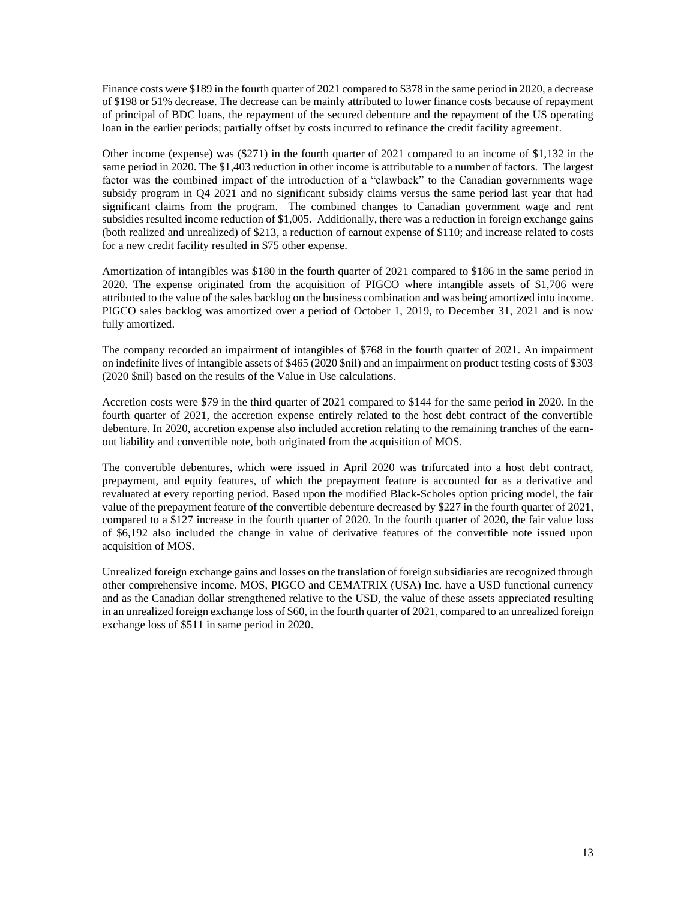Finance costs were $189 in the fourth quarter of 2021 compared to $378 in the same period in 2020, a decrease of $198 or 51% decrease. The decrease can be mainly attributed to lower finance costs because of repayment of principal of BDC loans, the repayment of the secured debenture and the repayment of the US operating loan in the earlier periods; partially offset by costs incurred to refinance the credit facility agreement.

Other income (expense) was ($271) in the fourth quarter of 2021 compared to an income of $1,132 in the same period in 2020. The $1,403 reduction in other income is attributable to a number of factors. The largest factor was the combined impact of the introduction of a "clawback" to the Canadian governments wage subsidy program in Q4 2021 and no significant subsidy claims versus the same period last year that had significant claims from the program. The combined changes to Canadian government wage and rent subsidies resulted income reduction of $1,005. Additionally, there was a reduction in foreign exchange gains (both realized and unrealized) of $213, a reduction of earnout expense of $110; and increase related to costs for a new credit facility resulted in $75 other expense.

Amortization of intangibles was $180 in the fourth quarter of 2021 compared to $186 in the same period in 2020. The expense originated from the acquisition of PIGCO where intangible assets of $1,706 were attributed to the value of the sales backlog on the business combination and was being amortized into income. PIGCO sales backlog was amortized over a period of October 1, 2019, to December 31, 2021 and is now fully amortized.

The company recorded an impairment of intangibles of $768 in the fourth quarter of 2021. An impairment on indefinite lives of intangible assets of $465 (2020 $nil) and an impairment on product testing costs of $303 (2020 $nil) based on the results of the Value in Use calculations.

Accretion costs were $79 in the third quarter of 2021 compared to $144 for the same period in 2020. In the fourth quarter of 2021, the accretion expense entirely related to the host debt contract of the convertible debenture. In 2020, accretion expense also included accretion relating to the remaining tranches of the earn-out liability and convertible note, both originated from the acquisition of MOS.

The convertible debentures, which were issued in April 2020 was trifurcated into a host debt contract, prepayment, and equity features, of which the prepayment feature is accounted for as a derivative and revaluated at every reporting period. Based upon the modified Black-Scholes option pricing model, the fair value of the prepayment feature of the convertible debenture decreased by $227 in the fourth quarter of 2021, compared to a $127 increase in the fourth quarter of 2020. In the fourth quarter of 2020, the fair value loss of $6,192 also included the change in value of derivative features of the convertible note issued upon acquisition of MOS.

Unrealized foreign exchange gains and losses on the translation of foreign subsidiaries are recognized through other comprehensive income. MOS, PIGCO and CEMATRIX (USA) Inc. have a USD functional currency and as the Canadian dollar strengthened relative to the USD, the value of these assets appreciated resulting in an unrealized foreign exchange loss of $60, in the fourth quarter of 2021, compared to an unrealized foreign exchange loss of $511 in same period in 2020.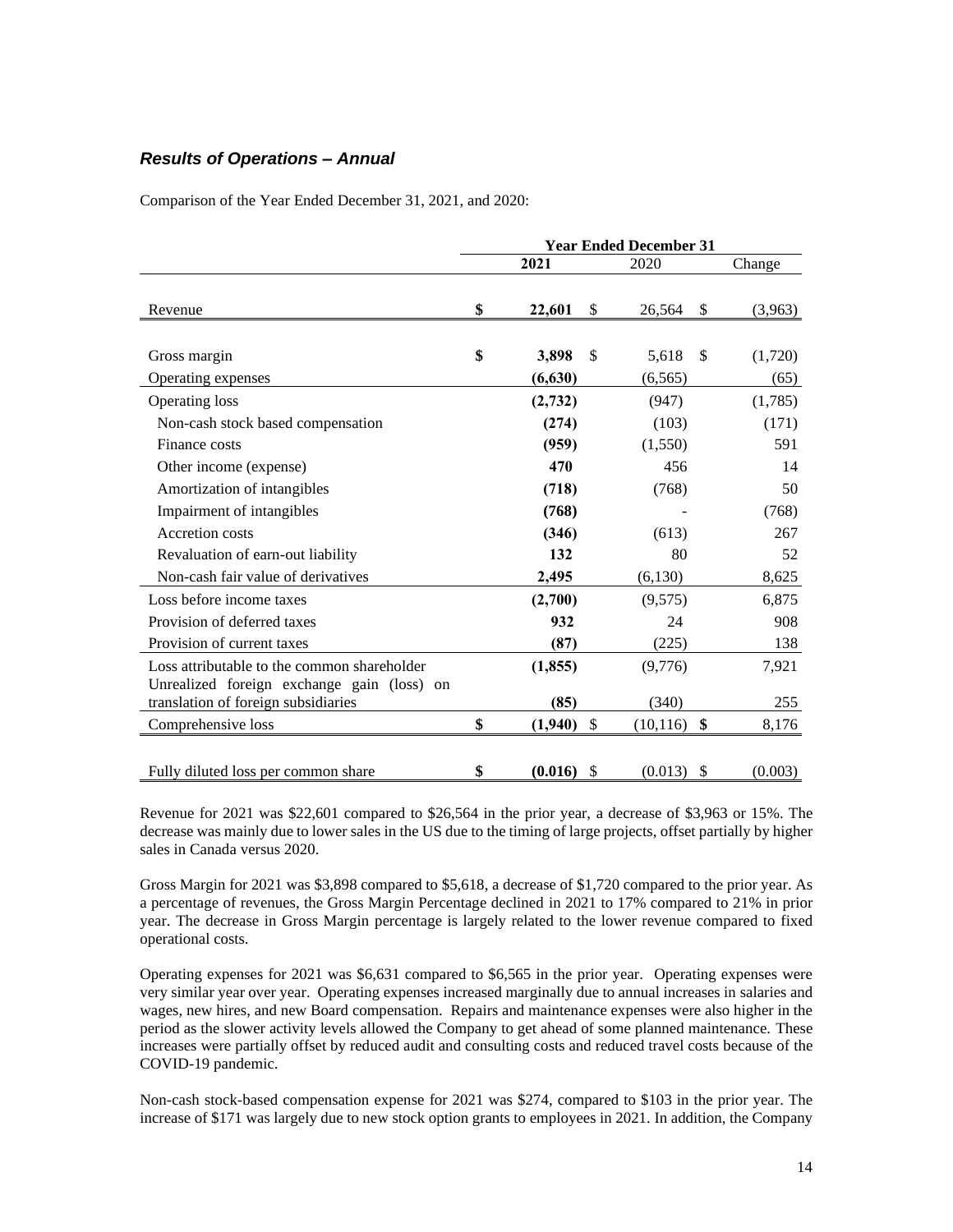### *Results of Operations – Annual*

Comparison of the Year Ended December 31, 2021, and 2020:

| | Year Ended December 31 | | |
|---|---|---|---|
| | **2021** | 2020 | Change |
| Revenue | **$ 22,601** | $ 26,564 | $ (3,963) |
| Gross margin | **$ 3,898** | $ 5,618 | $ (1,720) |
| Operating expenses | **(6,630)** | (6,565) | (65) |
| Operating loss | **(2,732)** | (947) | (1,785) |
| Non-cash stock based compensation | **(274)** | (103) | (171) |
| Finance costs | **(959)** | (1,550) | 591 |
| Other income (expense) | **470** | 456 | 14 |
| Amortization of intangibles | **(718)** | (768) | 50 |
| Impairment of intangibles | **(768)** | - | (768) |
| Accretion costs | **(346)** | (613) | 267 |
| Revaluation of earn-out liability | **132** | 80 | 52 |
| Non-cash fair value of derivatives | **2,495** | (6,130) | 8,625 |
| Loss before income taxes | **(2,700)** | (9,575) | 6,875 |
| Provision of deferred taxes | **932** | 24 | 908 |
| Provision of current taxes | **(87)** | (225) | 138 |
| Loss attributable to the common shareholder | **(1,855)** | (9,776) | 7,921 |
| Unrealized foreign exchange gain (loss) on translation of foreign subsidiaries | **(85)** | (340) | 255 |
| Comprehensive loss | **$ (1,940)** | $ (10,116) | **$** 8,176 |
| Fully diluted loss per common share | **$ (0.016)** | $ (0.013) | $ (0.003) |

Revenue for 2021 was $22,601 compared to $26,564 in the prior year, a decrease of $3,963 or 15%. The decrease was mainly due to lower sales in the US due to the timing of large projects, offset partially by higher sales in Canada versus 2020.

Gross Margin for 2021 was $3,898 compared to $5,618, a decrease of $1,720 compared to the prior year. As a percentage of revenues, the Gross Margin Percentage declined in 2021 to 17% compared to 21% in prior year. The decrease in Gross Margin percentage is largely related to the lower revenue compared to fixed operational costs.

Operating expenses for 2021 was $6,631 compared to $6,565 in the prior year. Operating expenses were very similar year over year. Operating expenses increased marginally due to annual increases in salaries and wages, new hires, and new Board compensation. Repairs and maintenance expenses were also higher in the period as the slower activity levels allowed the Company to get ahead of some planned maintenance. These increases were partially offset by reduced audit and consulting costs and reduced travel costs because of the COVID-19 pandemic.

Non-cash stock-based compensation expense for 2021 was $274, compared to $103 in the prior year. The increase of $171 was largely due to new stock option grants to employees in 2021. In addition, the Company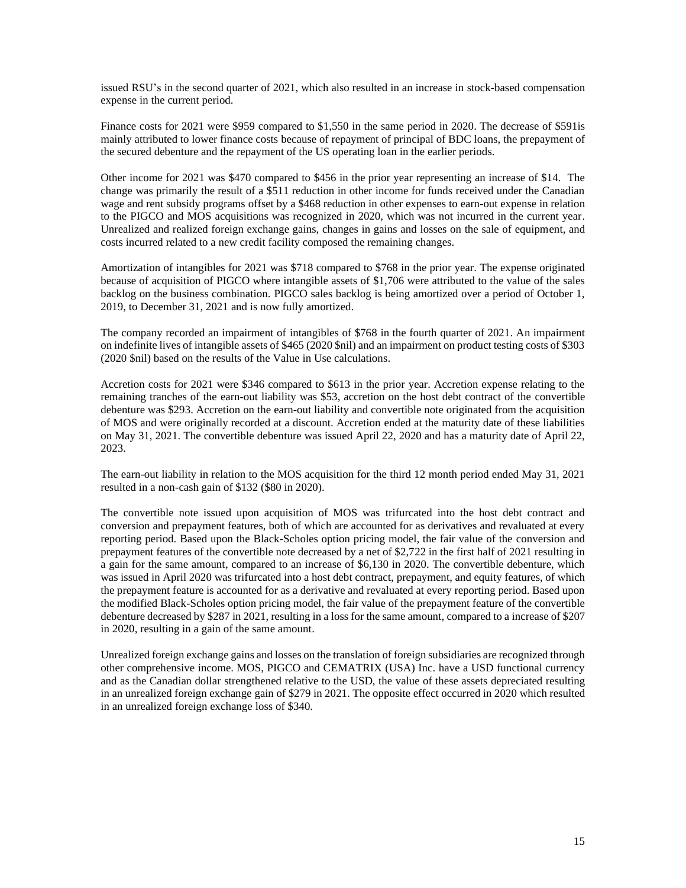issued RSU's in the second quarter of 2021, which also resulted in an increase in stock-based compensation expense in the current period.

Finance costs for 2021 were $959 compared to $1,550 in the same period in 2020. The decrease of $591is mainly attributed to lower finance costs because of repayment of principal of BDC loans, the prepayment of the secured debenture and the repayment of the US operating loan in the earlier periods.

Other income for 2021 was $470 compared to $456 in the prior year representing an increase of $14. The change was primarily the result of a $511 reduction in other income for funds received under the Canadian wage and rent subsidy programs offset by a $468 reduction in other expenses to earn-out expense in relation to the PIGCO and MOS acquisitions was recognized in 2020, which was not incurred in the current year. Unrealized and realized foreign exchange gains, changes in gains and losses on the sale of equipment, and costs incurred related to a new credit facility composed the remaining changes.

Amortization of intangibles for 2021 was $718 compared to $768 in the prior year. The expense originated because of acquisition of PIGCO where intangible assets of $1,706 were attributed to the value of the sales backlog on the business combination. PIGCO sales backlog is being amortized over a period of October 1, 2019, to December 31, 2021 and is now fully amortized.

The company recorded an impairment of intangibles of $768 in the fourth quarter of 2021. An impairment on indefinite lives of intangible assets of $465 (2020 $nil) and an impairment on product testing costs of $303 (2020 $nil) based on the results of the Value in Use calculations.

Accretion costs for 2021 were $346 compared to $613 in the prior year. Accretion expense relating to the remaining tranches of the earn-out liability was $53, accretion on the host debt contract of the convertible debenture was $293. Accretion on the earn-out liability and convertible note originated from the acquisition of MOS and were originally recorded at a discount. Accretion ended at the maturity date of these liabilities on May 31, 2021. The convertible debenture was issued April 22, 2020 and has a maturity date of April 22, 2023.

The earn-out liability in relation to the MOS acquisition for the third 12 month period ended May 31, 2021 resulted in a non-cash gain of $132 ($80 in 2020).

The convertible note issued upon acquisition of MOS was trifurcated into the host debt contract and conversion and prepayment features, both of which are accounted for as derivatives and revaluated at every reporting period. Based upon the Black-Scholes option pricing model, the fair value of the conversion and prepayment features of the convertible note decreased by a net of $2,722 in the first half of 2021 resulting in a gain for the same amount, compared to an increase of $6,130 in 2020. The convertible debenture, which was issued in April 2020 was trifurcated into a host debt contract, prepayment, and equity features, of which the prepayment feature is accounted for as a derivative and revaluated at every reporting period. Based upon the modified Black-Scholes option pricing model, the fair value of the prepayment feature of the convertible debenture decreased by $287 in 2021, resulting in a loss for the same amount, compared to a increase of $207 in 2020, resulting in a gain of the same amount.

Unrealized foreign exchange gains and losses on the translation of foreign subsidiaries are recognized through other comprehensive income. MOS, PIGCO and CEMATRIX (USA) Inc. have a USD functional currency and as the Canadian dollar strengthened relative to the USD, the value of these assets depreciated resulting in an unrealized foreign exchange gain of $279 in 2021. The opposite effect occurred in 2020 which resulted in an unrealized foreign exchange loss of $340.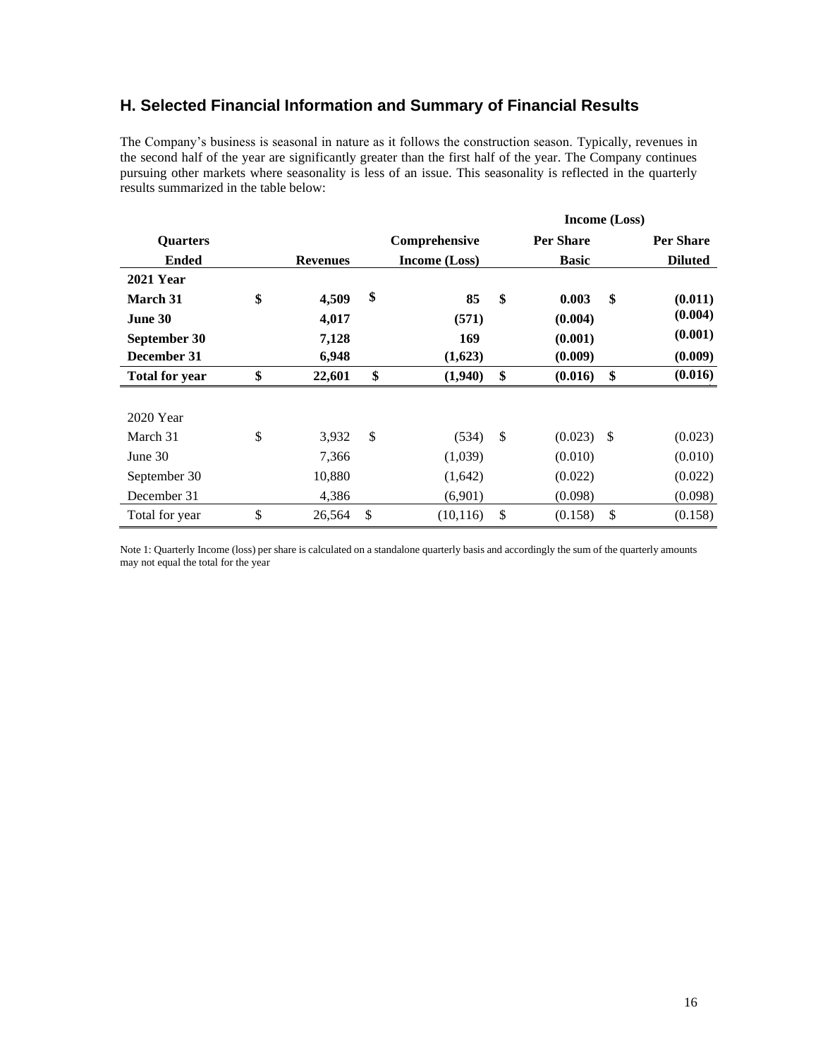## H. Selected Financial Information and Summary of Financial Results

The Company's business is seasonal in nature as it follows the construction season. Typically, revenues in the second half of the year are significantly greater than the first half of the year. The Company continues pursuing other markets where seasonality is less of an issue. This seasonality is reflected in the quarterly results summarized in the table below:

| | | | Income (Loss) | |
|---|---|---|---|---|
| **Quarters Ended** | **Revenues** | **Comprehensive Income (Loss)** | **Per Share Basic** | **Per Share Diluted** |
| **2021 Year** | | | | |
| **March 31** | **$ 4,509** | **$ 85** | **$ 0.003** | **$ (0.011)** |
| **June 30** | **4,017** | **(571)** | **(0.004)** | **(0.004)** |
| **September 30** | **7,128** | **169** | **(0.001)** | **(0.001)** |
| **December 31** | **6,948** | **(1,623)** | **(0.009)** | **(0.009)** |
| **Total for year** | **$ 22,601** | **$ (1,940)** | **$ (0.016)** | **$ (0.016)** |
| | | | | |
| 2020 Year | | | | |
| March 31 | $ 3,932 | $ (534) | $ (0.023) | $ (0.023) |
| June 30 | 7,366 | (1,039) | (0.010) | (0.010) |
| September 30 | 10,880 | (1,642) | (0.022) | (0.022) |
| December 31 | 4,386 | (6,901) | (0.098) | (0.098) |
| Total for year | $ 26,564 | $ (10,116) | $ (0.158) | $ (0.158) |

Note 1: Quarterly Income (loss) per share is calculated on a standalone quarterly basis and accordingly the sum of the quarterly amounts may not equal the total for the year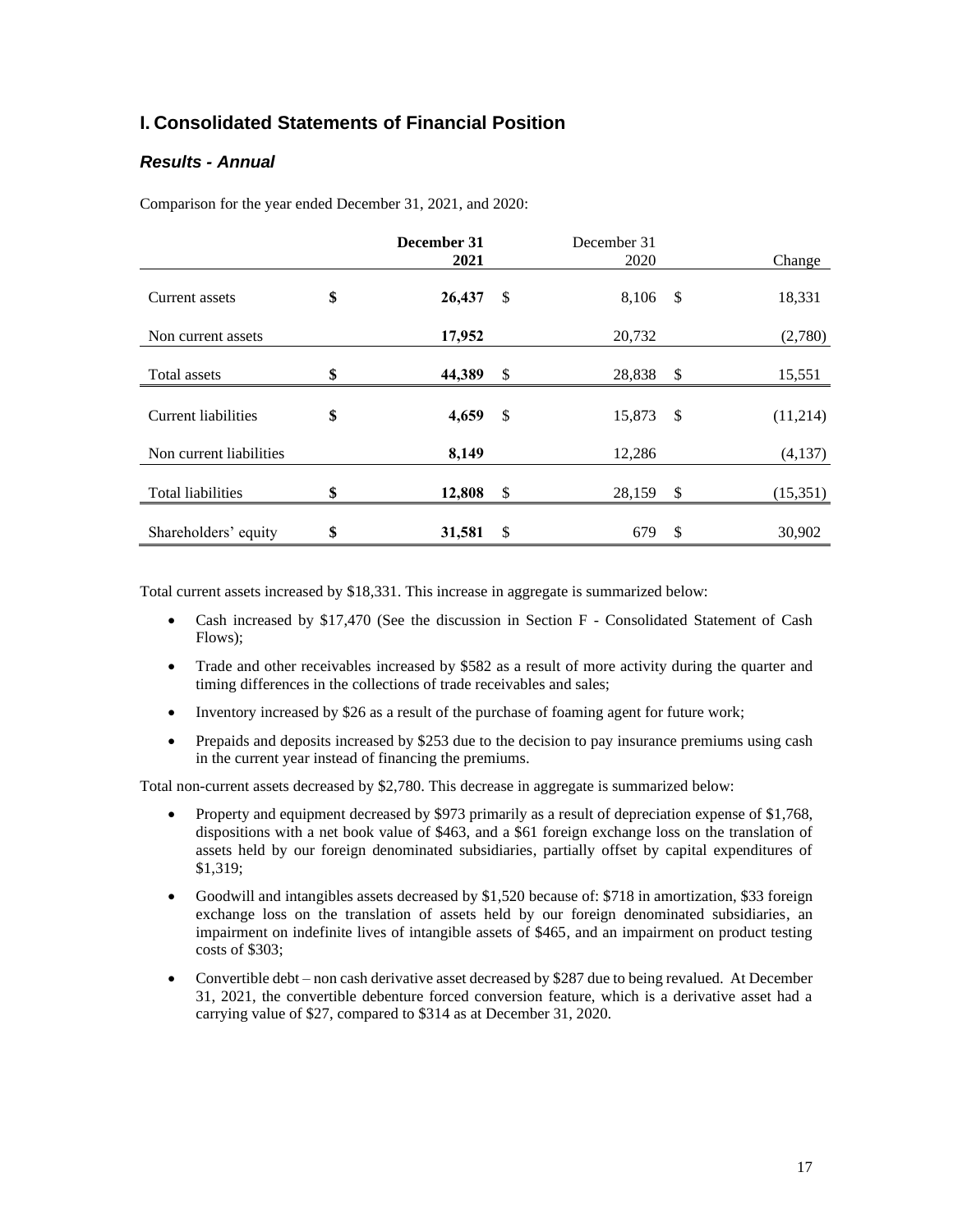## I. Consolidated Statements of Financial Position

### *Results - Annual*

Comparison for the year ended December 31, 2021, and 2020:

| | **December 31 2021** | December 31 2020 | Change |
|---|---|---|---|
| Current assets | **$ 26,437** | $ 8,106 | $ 18,331 |
| Non current assets | **17,952** | 20,732 | (2,780) |
| Total assets | **$ 44,389** | $ 28,838 | $ 15,551 |
| Current liabilities | **$ 4,659** | $ 15,873 | $ (11,214) |
| Non current liabilities | **8,149** | 12,286 | (4,137) |
| Total liabilities | **$ 12,808** | $ 28,159 | $ (15,351) |
| Shareholders' equity | **$ 31,581** | $ 679 | $ 30,902 |

Total current assets increased by $18,331. This increase in aggregate is summarized below:

- Cash increased by $17,470 (See the discussion in Section F - Consolidated Statement of Cash Flows);
- Trade and other receivables increased by $582 as a result of more activity during the quarter and timing differences in the collections of trade receivables and sales;
- Inventory increased by $26 as a result of the purchase of foaming agent for future work;
- Prepaids and deposits increased by $253 due to the decision to pay insurance premiums using cash in the current year instead of financing the premiums.

Total non-current assets decreased by $2,780. This decrease in aggregate is summarized below:

- Property and equipment decreased by $973 primarily as a result of depreciation expense of $1,768, dispositions with a net book value of $463, and a $61 foreign exchange loss on the translation of assets held by our foreign denominated subsidiaries, partially offset by capital expenditures of $1,319;
- Goodwill and intangibles assets decreased by $1,520 because of: $718 in amortization, $33 foreign exchange loss on the translation of assets held by our foreign denominated subsidiaries, an impairment on indefinite lives of intangible assets of $465, and an impairment on product testing costs of $303;
- Convertible debt – non cash derivative asset decreased by $287 due to being revalued. At December 31, 2021, the convertible debenture forced conversion feature, which is a derivative asset had a carrying value of $27, compared to $314 as at December 31, 2020.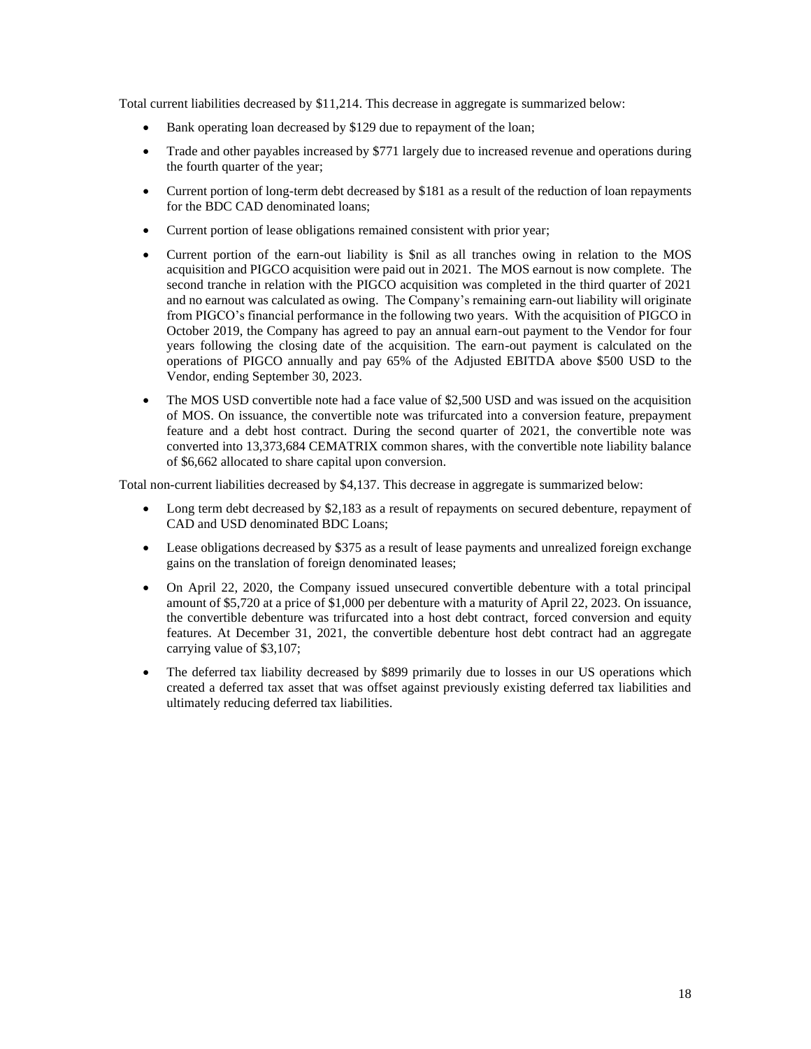Total current liabilities decreased by $11,214. This decrease in aggregate is summarized below:

- Bank operating loan decreased by $129 due to repayment of the loan;
- Trade and other payables increased by $771 largely due to increased revenue and operations during the fourth quarter of the year;
- Current portion of long-term debt decreased by $181 as a result of the reduction of loan repayments for the BDC CAD denominated loans;
- Current portion of lease obligations remained consistent with prior year;
- Current portion of the earn-out liability is $nil as all tranches owing in relation to the MOS acquisition and PIGCO acquisition were paid out in 2021. The MOS earnout is now complete. The second tranche in relation with the PIGCO acquisition was completed in the third quarter of 2021 and no earnout was calculated as owing. The Company's remaining earn-out liability will originate from PIGCO's financial performance in the following two years. With the acquisition of PIGCO in October 2019, the Company has agreed to pay an annual earn-out payment to the Vendor for four years following the closing date of the acquisition. The earn-out payment is calculated on the operations of PIGCO annually and pay 65% of the Adjusted EBITDA above $500 USD to the Vendor, ending September 30, 2023.
- The MOS USD convertible note had a face value of $2,500 USD and was issued on the acquisition of MOS. On issuance, the convertible note was trifurcated into a conversion feature, prepayment feature and a debt host contract. During the second quarter of 2021, the convertible note was converted into 13,373,684 CEMATRIX common shares, with the convertible note liability balance of $6,662 allocated to share capital upon conversion.

Total non-current liabilities decreased by $4,137. This decrease in aggregate is summarized below:

- Long term debt decreased by $2,183 as a result of repayments on secured debenture, repayment of CAD and USD denominated BDC Loans;
- Lease obligations decreased by $375 as a result of lease payments and unrealized foreign exchange gains on the translation of foreign denominated leases;
- On April 22, 2020, the Company issued unsecured convertible debenture with a total principal amount of $5,720 at a price of $1,000 per debenture with a maturity of April 22, 2023. On issuance, the convertible debenture was trifurcated into a host debt contract, forced conversion and equity features. At December 31, 2021, the convertible debenture host debt contract had an aggregate carrying value of $3,107;
- The deferred tax liability decreased by $899 primarily due to losses in our US operations which created a deferred tax asset that was offset against previously existing deferred tax liabilities and ultimately reducing deferred tax liabilities.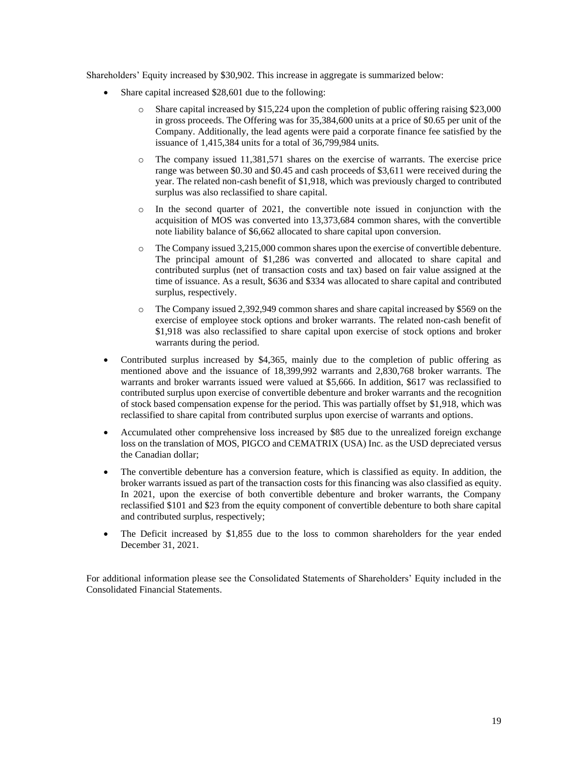Shareholders' Equity increased by $30,902. This increase in aggregate is summarized below:

- Share capital increased $28,601 due to the following:
  - Share capital increased by $15,224 upon the completion of public offering raising $23,000 in gross proceeds. The Offering was for 35,384,600 units at a price of $0.65 per unit of the Company. Additionally, the lead agents were paid a corporate finance fee satisfied by the issuance of 1,415,384 units for a total of 36,799,984 units.
  - The company issued 11,381,571 shares on the exercise of warrants. The exercise price range was between $0.30 and $0.45 and cash proceeds of $3,611 were received during the year. The related non-cash benefit of $1,918, which was previously charged to contributed surplus was also reclassified to share capital.
  - In the second quarter of 2021, the convertible note issued in conjunction with the acquisition of MOS was converted into 13,373,684 common shares, with the convertible note liability balance of $6,662 allocated to share capital upon conversion.
  - The Company issued 3,215,000 common shares upon the exercise of convertible debenture. The principal amount of $1,286 was converted and allocated to share capital and contributed surplus (net of transaction costs and tax) based on fair value assigned at the time of issuance. As a result, $636 and $334 was allocated to share capital and contributed surplus, respectively.
  - The Company issued 2,392,949 common shares and share capital increased by $569 on the exercise of employee stock options and broker warrants. The related non-cash benefit of $1,918 was also reclassified to share capital upon exercise of stock options and broker warrants during the period.
- Contributed surplus increased by $4,365, mainly due to the completion of public offering as mentioned above and the issuance of 18,399,992 warrants and 2,830,768 broker warrants. The warrants and broker warrants issued were valued at $5,666. In addition, $617 was reclassified to contributed surplus upon exercise of convertible debenture and broker warrants and the recognition of stock based compensation expense for the period. This was partially offset by $1,918, which was reclassified to share capital from contributed surplus upon exercise of warrants and options.
- Accumulated other comprehensive loss increased by $85 due to the unrealized foreign exchange loss on the translation of MOS, PIGCO and CEMATRIX (USA) Inc. as the USD depreciated versus the Canadian dollar;
- The convertible debenture has a conversion feature, which is classified as equity. In addition, the broker warrants issued as part of the transaction costs for this financing was also classified as equity. In 2021, upon the exercise of both convertible debenture and broker warrants, the Company reclassified $101 and $23 from the equity component of convertible debenture to both share capital and contributed surplus, respectively;
- The Deficit increased by $1,855 due to the loss to common shareholders for the year ended December 31, 2021.

For additional information please see the Consolidated Statements of Shareholders' Equity included in the Consolidated Financial Statements.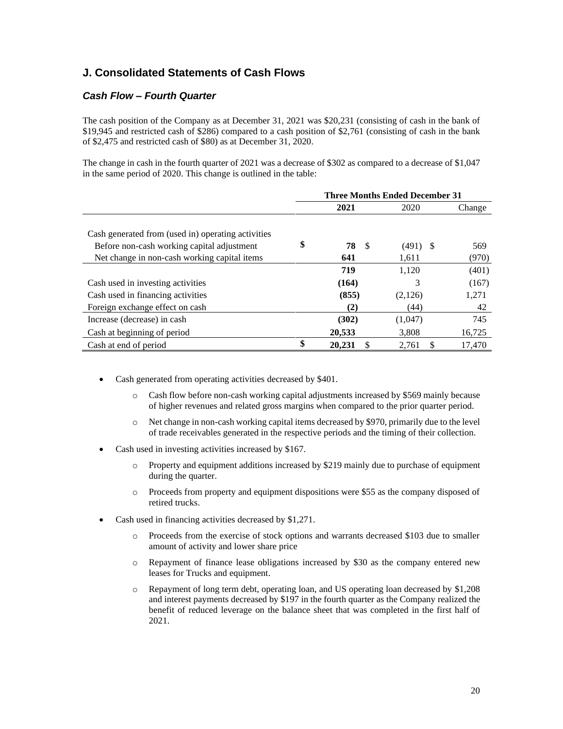## J. Consolidated Statements of Cash Flows

### *Cash Flow – Fourth Quarter*

The cash position of the Company as at December 31, 2021 was $20,231 (consisting of cash in the bank of $19,945 and restricted cash of $286) compared to a cash position of $2,761 (consisting of cash in the bank of $2,475 and restricted cash of $80) as at December 31, 2020.

The change in cash in the fourth quarter of 2021 was a decrease of $302 as compared to a decrease of $1,047 in the same period of 2020. This change is outlined in the table:

| | Three Months Ended December 31 | | |
|---|---|---|---|
| | **2021** | 2020 | Change |
| Cash generated from (used in) operating activities | | | |
| Before non-cash working capital adjustment | **$ 78** | $ (491) | $ 569 |
| Net change in non-cash working capital items | **641** | 1,611 | (970) |
| | **719** | 1,120 | (401) |
| Cash used in investing activities | **(164)** | 3 | (167) |
| Cash used in financing activities | **(855)** | (2,126) | 1,271 |
| Foreign exchange effect on cash | **(2)** | (44) | 42 |
| Increase (decrease) in cash | **(302)** | (1,047) | 745 |
| Cash at beginning of period | **20,533** | 3,808 | 16,725 |
| Cash at end of period | **$ 20,231** | $ 2,761 | $ 17,470 |

- Cash generated from operating activities decreased by $401.
  - Cash flow before non-cash working capital adjustments increased by $569 mainly because of higher revenues and related gross margins when compared to the prior quarter period.
  - Net change in non-cash working capital items decreased by $970, primarily due to the level of trade receivables generated in the respective periods and the timing of their collection.
- Cash used in investing activities increased by $167.
  - Property and equipment additions increased by $219 mainly due to purchase of equipment during the quarter.
  - Proceeds from property and equipment dispositions were $55 as the company disposed of retired trucks.
- Cash used in financing activities decreased by $1,271.
  - Proceeds from the exercise of stock options and warrants decreased $103 due to smaller amount of activity and lower share price
  - Repayment of finance lease obligations increased by $30 as the company entered new leases for Trucks and equipment.
  - Repayment of long term debt, operating loan, and US operating loan decreased by $1,208 and interest payments decreased by $197 in the fourth quarter as the Company realized the benefit of reduced leverage on the balance sheet that was completed in the first half of 2021.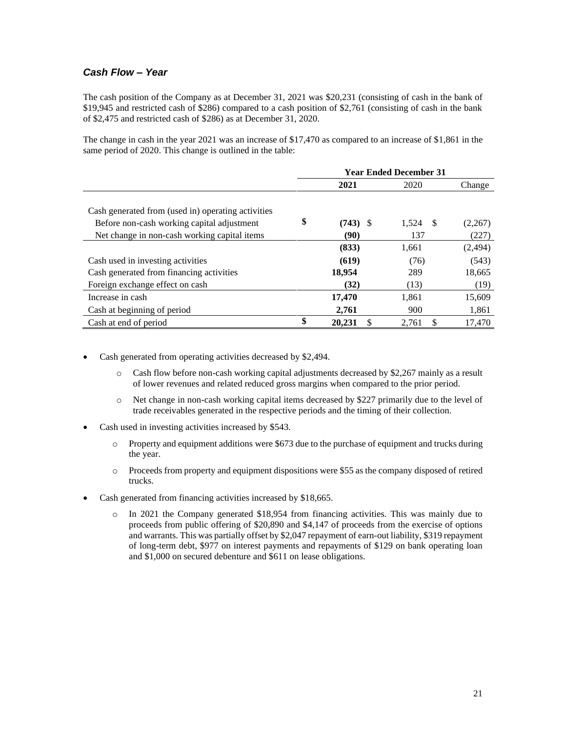### *Cash Flow – Year*

The cash position of the Company as at December 31, 2021 was $20,231 (consisting of cash in the bank of $19,945 and restricted cash of $286) compared to a cash position of $2,761 (consisting of cash in the bank of $2,475 and restricted cash of $286) as at December 31, 2020.

The change in cash in the year 2021 was an increase of $17,470 as compared to an increase of $1,861 in the same period of 2020. This change is outlined in the table:

| | Year Ended December 31 | | |
|---|---|---|---|
| | **2021** | 2020 | Change |
| Cash generated from (used in) operating activities | | | |
| Before non-cash working capital adjustment | **$ (743)** | $ 1,524 | $ (2,267) |
| Net change in non-cash working capital items | **(90)** | 137 | (227) |
| | **(833)** | 1,661 | (2,494) |
| Cash used in investing activities | **(619)** | (76) | (543) |
| Cash generated from financing activities | **18,954** | 289 | 18,665 |
| Foreign exchange effect on cash | **(32)** | (13) | (19) |
| Increase in cash | **17,470** | 1,861 | 15,609 |
| Cash at beginning of period | **2,761** | 900 | 1,861 |
| Cash at end of period | **$ 20,231** | $ 2,761 | $ 17,470 |

- Cash generated from operating activities decreased by $2,494.
  - Cash flow before non-cash working capital adjustments decreased by $2,267 mainly as a result of lower revenues and related reduced gross margins when compared to the prior period.
  - Net change in non-cash working capital items decreased by $227 primarily due to the level of trade receivables generated in the respective periods and the timing of their collection.
- Cash used in investing activities increased by $543.
  - Property and equipment additions were $673 due to the purchase of equipment and trucks during the year.
  - Proceeds from property and equipment dispositions were $55 as the company disposed of retired trucks.
- Cash generated from financing activities increased by $18,665.
  - In 2021 the Company generated $18,954 from financing activities. This was mainly due to proceeds from public offering of $20,890 and $4,147 of proceeds from the exercise of options and warrants. This was partially offset by $2,047 repayment of earn-out liability, $319 repayment of long-term debt, $977 on interest payments and repayments of $129 on bank operating loan and $1,000 on secured debenture and $611 on lease obligations.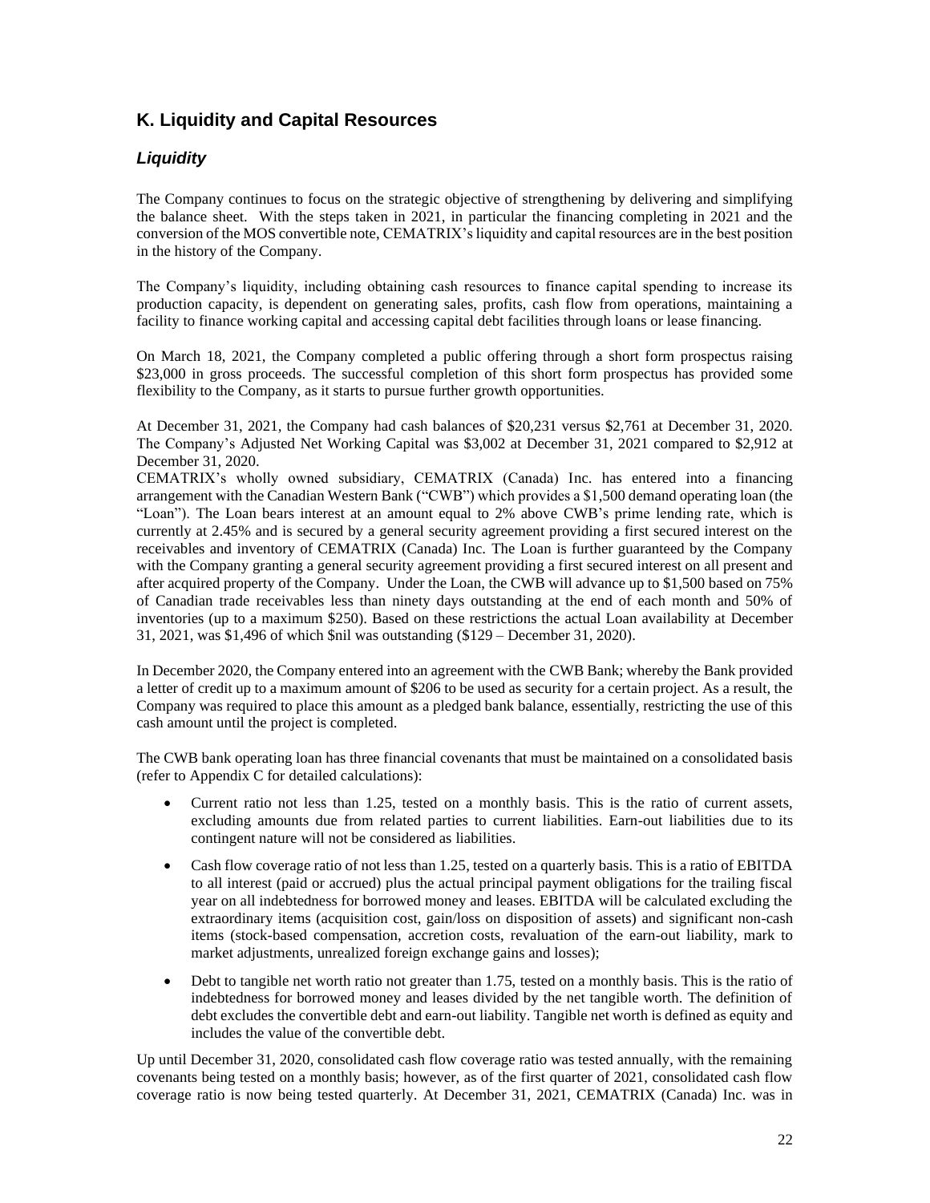## K. Liquidity and Capital Resources

### *Liquidity*

The Company continues to focus on the strategic objective of strengthening by delivering and simplifying the balance sheet. With the steps taken in 2021, in particular the financing completing in 2021 and the conversion of the MOS convertible note, CEMATRIX's liquidity and capital resources are in the best position in the history of the Company.

The Company's liquidity, including obtaining cash resources to finance capital spending to increase its production capacity, is dependent on generating sales, profits, cash flow from operations, maintaining a facility to finance working capital and accessing capital debt facilities through loans or lease financing.

On March 18, 2021, the Company completed a public offering through a short form prospectus raising $23,000 in gross proceeds. The successful completion of this short form prospectus has provided some flexibility to the Company, as it starts to pursue further growth opportunities.

At December 31, 2021, the Company had cash balances of $20,231 versus $2,761 at December 31, 2020. The Company's Adjusted Net Working Capital was $3,002 at December 31, 2021 compared to $2,912 at December 31, 2020.
CEMATRIX's wholly owned subsidiary, CEMATRIX (Canada) Inc. has entered into a financing arrangement with the Canadian Western Bank ("CWB") which provides a $1,500 demand operating loan (the "Loan"). The Loan bears interest at an amount equal to 2% above CWB's prime lending rate, which is currently at 2.45% and is secured by a general security agreement providing a first secured interest on the receivables and inventory of CEMATRIX (Canada) Inc. The Loan is further guaranteed by the Company with the Company granting a general security agreement providing a first secured interest on all present and after acquired property of the Company. Under the Loan, the CWB will advance up to $1,500 based on 75% of Canadian trade receivables less than ninety days outstanding at the end of each month and 50% of inventories (up to a maximum $250). Based on these restrictions the actual Loan availability at December 31, 2021, was $1,496 of which $nil was outstanding ($129 – December 31, 2020).

In December 2020, the Company entered into an agreement with the CWB Bank; whereby the Bank provided a letter of credit up to a maximum amount of $206 to be used as security for a certain project. As a result, the Company was required to place this amount as a pledged bank balance, essentially, restricting the use of this cash amount until the project is completed.

The CWB bank operating loan has three financial covenants that must be maintained on a consolidated basis (refer to Appendix C for detailed calculations):

- Current ratio not less than 1.25, tested on a monthly basis. This is the ratio of current assets, excluding amounts due from related parties to current liabilities. Earn-out liabilities due to its contingent nature will not be considered as liabilities.
- Cash flow coverage ratio of not less than 1.25, tested on a quarterly basis. This is a ratio of EBITDA to all interest (paid or accrued) plus the actual principal payment obligations for the trailing fiscal year on all indebtedness for borrowed money and leases. EBITDA will be calculated excluding the extraordinary items (acquisition cost, gain/loss on disposition of assets) and significant non-cash items (stock-based compensation, accretion costs, revaluation of the earn-out liability, mark to market adjustments, unrealized foreign exchange gains and losses);
- Debt to tangible net worth ratio not greater than 1.75, tested on a monthly basis. This is the ratio of indebtedness for borrowed money and leases divided by the net tangible worth. The definition of debt excludes the convertible debt and earn-out liability. Tangible net worth is defined as equity and includes the value of the convertible debt.

Up until December 31, 2020, consolidated cash flow coverage ratio was tested annually, with the remaining covenants being tested on a monthly basis; however, as of the first quarter of 2021, consolidated cash flow coverage ratio is now being tested quarterly. At December 31, 2021, CEMATRIX (Canada) Inc. was in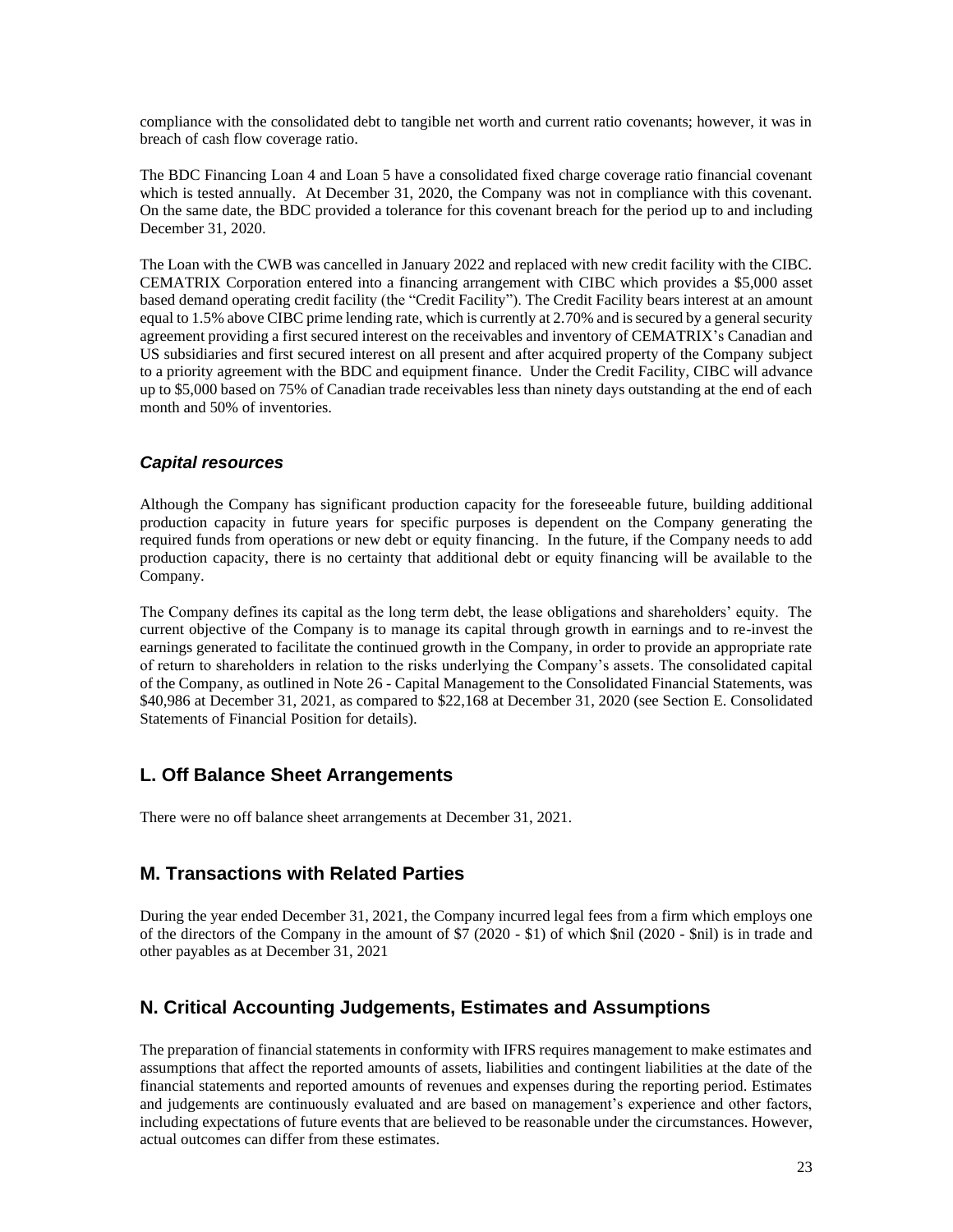compliance with the consolidated debt to tangible net worth and current ratio covenants; however, it was in breach of cash flow coverage ratio.

The BDC Financing Loan 4 and Loan 5 have a consolidated fixed charge coverage ratio financial covenant which is tested annually. At December 31, 2020, the Company was not in compliance with this covenant. On the same date, the BDC provided a tolerance for this covenant breach for the period up to and including December 31, 2020.

The Loan with the CWB was cancelled in January 2022 and replaced with new credit facility with the CIBC. CEMATRIX Corporation entered into a financing arrangement with CIBC which provides a $5,000 asset based demand operating credit facility (the "Credit Facility"). The Credit Facility bears interest at an amount equal to 1.5% above CIBC prime lending rate, which is currently at 2.70% and is secured by a general security agreement providing a first secured interest on the receivables and inventory of CEMATRIX's Canadian and US subsidiaries and first secured interest on all present and after acquired property of the Company subject to a priority agreement with the BDC and equipment finance. Under the Credit Facility, CIBC will advance up to $5,000 based on 75% of Canadian trade receivables less than ninety days outstanding at the end of each month and 50% of inventories.

### *Capital resources*

Although the Company has significant production capacity for the foreseeable future, building additional production capacity in future years for specific purposes is dependent on the Company generating the required funds from operations or new debt or equity financing. In the future, if the Company needs to add production capacity, there is no certainty that additional debt or equity financing will be available to the Company.

The Company defines its capital as the long term debt, the lease obligations and shareholders' equity. The current objective of the Company is to manage its capital through growth in earnings and to re-invest the earnings generated to facilitate the continued growth in the Company, in order to provide an appropriate rate of return to shareholders in relation to the risks underlying the Company's assets. The consolidated capital of the Company, as outlined in Note 26 - Capital Management to the Consolidated Financial Statements, was $40,986 at December 31, 2021, as compared to $22,168 at December 31, 2020 (see Section E. Consolidated Statements of Financial Position for details).

## L. Off Balance Sheet Arrangements

There were no off balance sheet arrangements at December 31, 2021.

## M. Transactions with Related Parties

During the year ended December 31, 2021, the Company incurred legal fees from a firm which employs one of the directors of the Company in the amount of $7 (2020 - $1) of which $nil (2020 - $nil) is in trade and other payables as at December 31, 2021

## N. Critical Accounting Judgements, Estimates and Assumptions

The preparation of financial statements in conformity with IFRS requires management to make estimates and assumptions that affect the reported amounts of assets, liabilities and contingent liabilities at the date of the financial statements and reported amounts of revenues and expenses during the reporting period. Estimates and judgements are continuously evaluated and are based on management's experience and other factors, including expectations of future events that are believed to be reasonable under the circumstances. However, actual outcomes can differ from these estimates.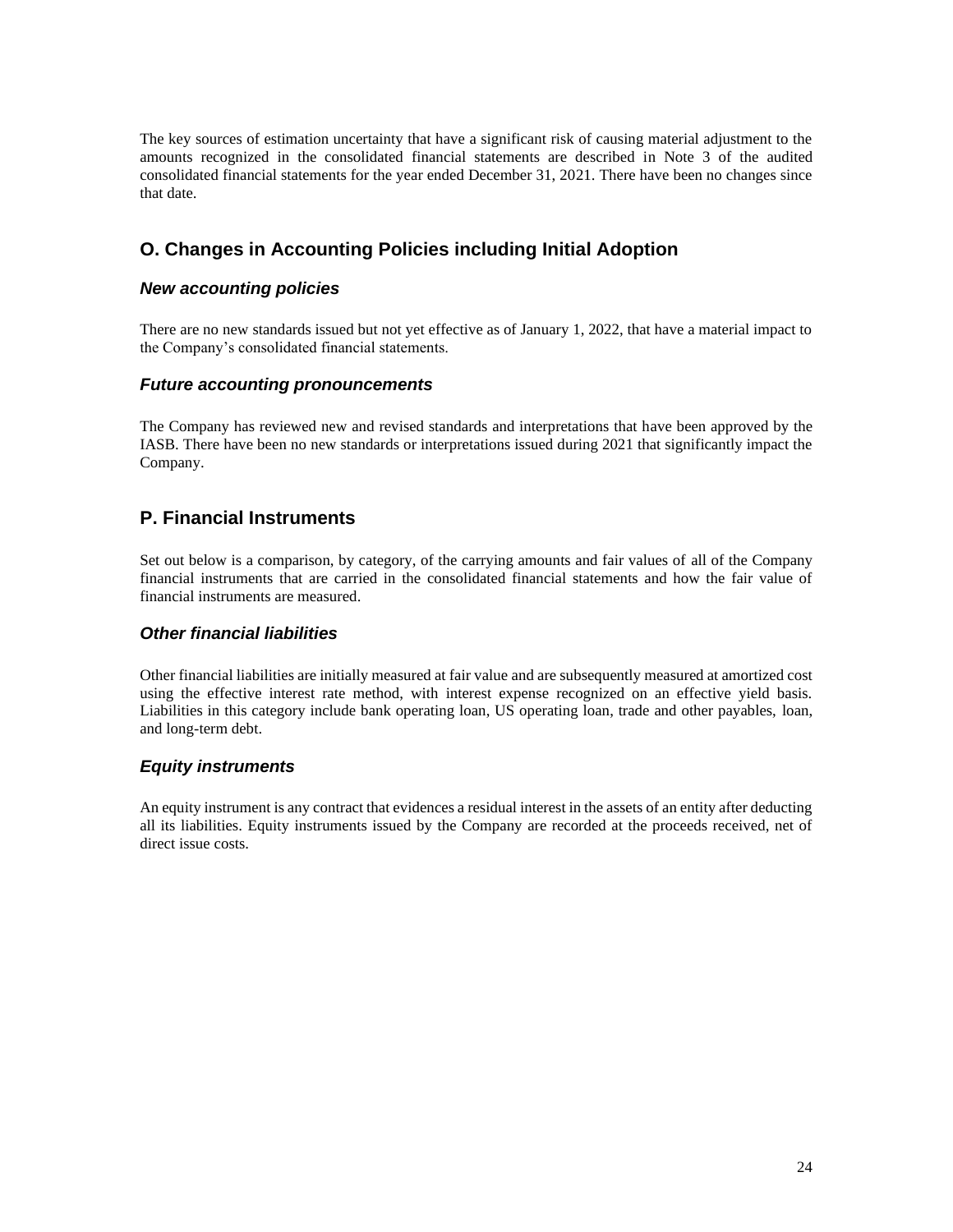The key sources of estimation uncertainty that have a significant risk of causing material adjustment to the amounts recognized in the consolidated financial statements are described in Note 3 of the audited consolidated financial statements for the year ended December 31, 2021. There have been no changes since that date.

## O. Changes in Accounting Policies including Initial Adoption

### *New accounting policies*

There are no new standards issued but not yet effective as of January 1, 2022, that have a material impact to the Company's consolidated financial statements.

### *Future accounting pronouncements*

The Company has reviewed new and revised standards and interpretations that have been approved by the IASB. There have been no new standards or interpretations issued during 2021 that significantly impact the Company.

## P. Financial Instruments

Set out below is a comparison, by category, of the carrying amounts and fair values of all of the Company financial instruments that are carried in the consolidated financial statements and how the fair value of financial instruments are measured.

### *Other financial liabilities*

Other financial liabilities are initially measured at fair value and are subsequently measured at amortized cost using the effective interest rate method, with interest expense recognized on an effective yield basis. Liabilities in this category include bank operating loan, US operating loan, trade and other payables, loan, and long-term debt.

### *Equity instruments*

An equity instrument is any contract that evidences a residual interest in the assets of an entity after deducting all its liabilities. Equity instruments issued by the Company are recorded at the proceeds received, net of direct issue costs.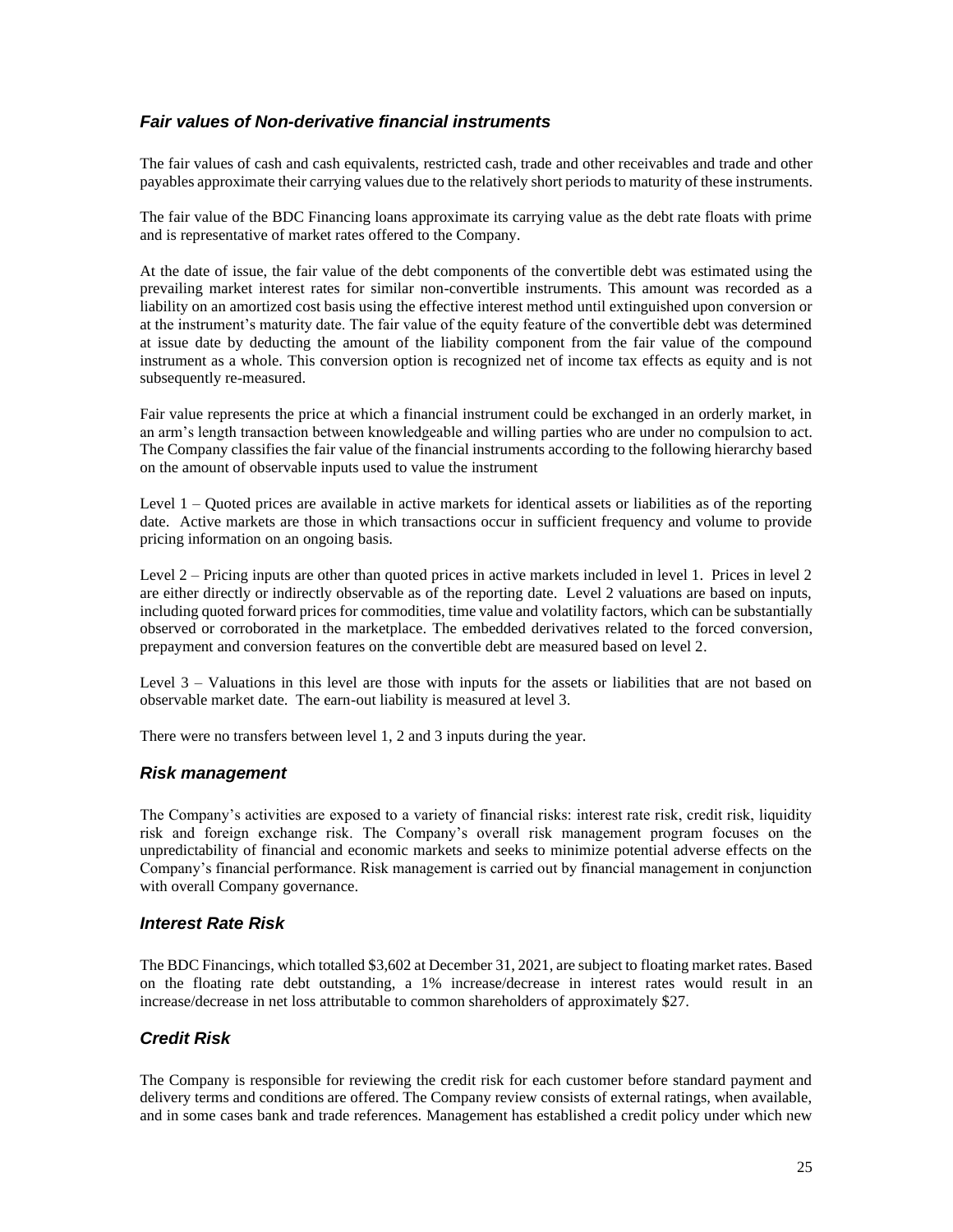### *Fair values of Non-derivative financial instruments*

The fair values of cash and cash equivalents, restricted cash, trade and other receivables and trade and other payables approximate their carrying values due to the relatively short periods to maturity of these instruments.

The fair value of the BDC Financing loans approximate its carrying value as the debt rate floats with prime and is representative of market rates offered to the Company.

At the date of issue, the fair value of the debt components of the convertible debt was estimated using the prevailing market interest rates for similar non-convertible instruments. This amount was recorded as a liability on an amortized cost basis using the effective interest method until extinguished upon conversion or at the instrument's maturity date. The fair value of the equity feature of the convertible debt was determined at issue date by deducting the amount of the liability component from the fair value of the compound instrument as a whole. This conversion option is recognized net of income tax effects as equity and is not subsequently re-measured.

Fair value represents the price at which a financial instrument could be exchanged in an orderly market, in an arm's length transaction between knowledgeable and willing parties who are under no compulsion to act. The Company classifies the fair value of the financial instruments according to the following hierarchy based on the amount of observable inputs used to value the instrument

Level 1 – Quoted prices are available in active markets for identical assets or liabilities as of the reporting date. Active markets are those in which transactions occur in sufficient frequency and volume to provide pricing information on an ongoing basis.

Level 2 – Pricing inputs are other than quoted prices in active markets included in level 1. Prices in level 2 are either directly or indirectly observable as of the reporting date. Level 2 valuations are based on inputs, including quoted forward prices for commodities, time value and volatility factors, which can be substantially observed or corroborated in the marketplace. The embedded derivatives related to the forced conversion, prepayment and conversion features on the convertible debt are measured based on level 2.

Level 3 – Valuations in this level are those with inputs for the assets or liabilities that are not based on observable market date. The earn-out liability is measured at level 3.

There were no transfers between level 1, 2 and 3 inputs during the year.

### *Risk management*

The Company's activities are exposed to a variety of financial risks: interest rate risk, credit risk, liquidity risk and foreign exchange risk. The Company's overall risk management program focuses on the unpredictability of financial and economic markets and seeks to minimize potential adverse effects on the Company's financial performance. Risk management is carried out by financial management in conjunction with overall Company governance.

### *Interest Rate Risk*

The BDC Financings, which totalled $3,602 at December 31, 2021, are subject to floating market rates. Based on the floating rate debt outstanding, a 1% increase/decrease in interest rates would result in an increase/decrease in net loss attributable to common shareholders of approximately $27.

### *Credit Risk*

The Company is responsible for reviewing the credit risk for each customer before standard payment and delivery terms and conditions are offered. The Company review consists of external ratings, when available, and in some cases bank and trade references. Management has established a credit policy under which new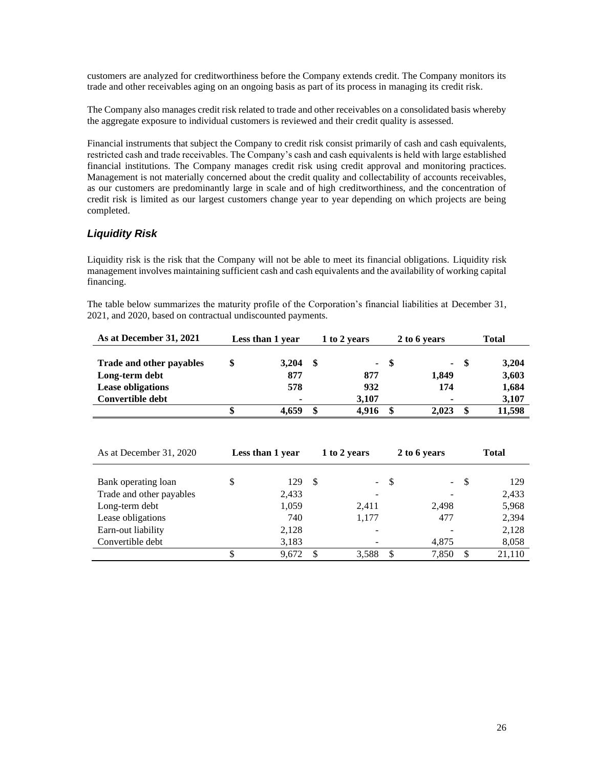customers are analyzed for creditworthiness before the Company extends credit. The Company monitors its trade and other receivables aging on an ongoing basis as part of its process in managing its credit risk.

The Company also manages credit risk related to trade and other receivables on a consolidated basis whereby the aggregate exposure to individual customers is reviewed and their credit quality is assessed.

Financial instruments that subject the Company to credit risk consist primarily of cash and cash equivalents, restricted cash and trade receivables. The Company's cash and cash equivalents is held with large established financial institutions. The Company manages credit risk using credit approval and monitoring practices. Management is not materially concerned about the credit quality and collectability of accounts receivables, as our customers are predominantly large in scale and of high creditworthiness, and the concentration of credit risk is limited as our largest customers change year to year depending on which projects are being completed.

### *Liquidity Risk*

Liquidity risk is the risk that the Company will not be able to meet its financial obligations. Liquidity risk management involves maintaining sufficient cash and cash equivalents and the availability of working capital financing.

The table below summarizes the maturity profile of the Corporation's financial liabilities at December 31, 2021, and 2020, based on contractual undiscounted payments.

| **As at December 31, 2021** | **Less than 1 year** | **1 to 2 years** | **2 to 6 years** | **Total** |
|---|---|---|---|---|
| **Trade and other payables** | **$ 3,204** | **$ -** | **$ -** | **$ 3,204** |
| **Long-term debt** | **877** | **877** | **1,849** | **3,603** |
| **Lease obligations** | **578** | **932** | **174** | **1,684** |
| **Convertible debt** | **-** | **3,107** | **-** | **3,107** |
| | **$ 4,659** | **$ 4,916** | **$ 2,023** | **$ 11,598** |

| As at December 31, 2020 | Less than 1 year | 1 to 2 years | 2 to 6 years | Total |
|---|---|---|---|---|
| Bank operating loan | $ 129 | $ - | $ - | $ 129 |
| Trade and other payables | 2,433 | - | - | 2,433 |
| Long-term debt | 1,059 | 2,411 | 2,498 | 5,968 |
| Lease obligations | 740 | 1,177 | 477 | 2,394 |
| Earn-out liability | 2,128 | - | - | 2,128 |
| Convertible debt | 3,183 | - | 4,875 | 8,058 |
| | $ 9,672 | $ 3,588 | $ 7,850 | $ 21,110 |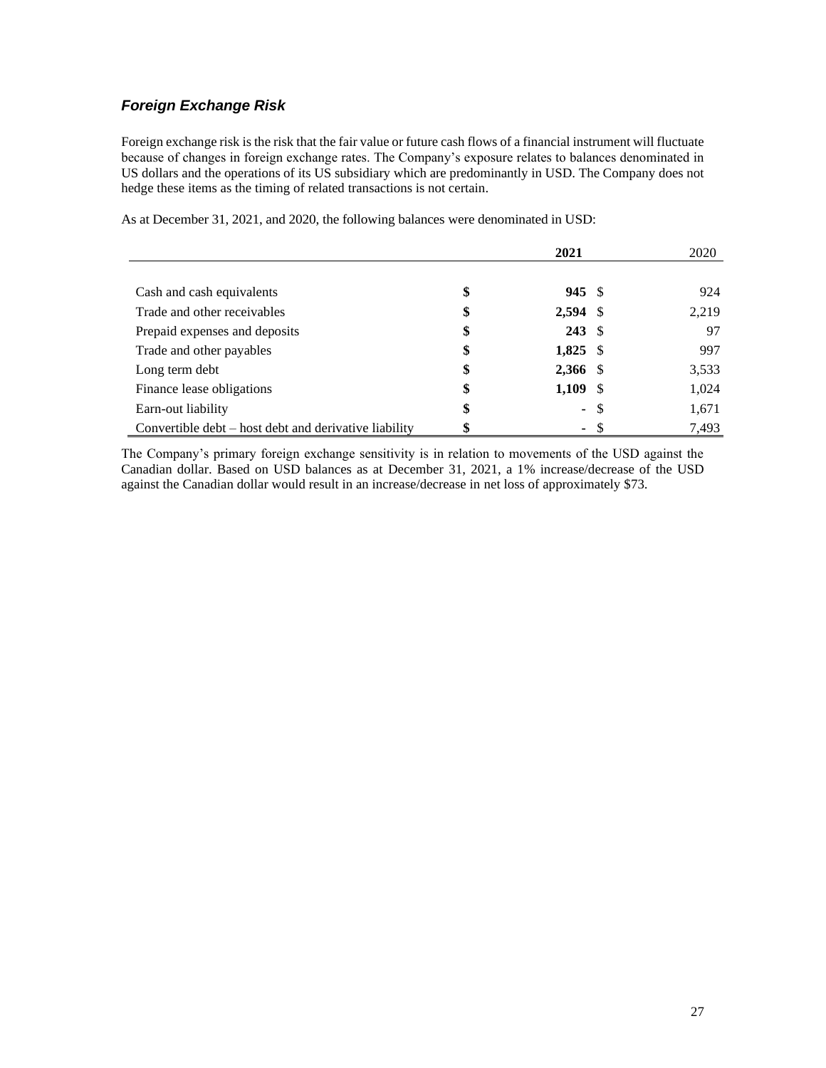### *Foreign Exchange Risk*

Foreign exchange risk is the risk that the fair value or future cash flows of a financial instrument will fluctuate because of changes in foreign exchange rates. The Company's exposure relates to balances denominated in US dollars and the operations of its US subsidiary which are predominantly in USD. The Company does not hedge these items as the timing of related transactions is not certain.

As at December 31, 2021, and 2020, the following balances were denominated in USD:

| | **2021** | 2020 |
|---|---|---|
| Cash and cash equivalents | **$ 945** | $ 924 |
| Trade and other receivables | **$ 2,594** | $ 2,219 |
| Prepaid expenses and deposits | **$ 243** | $ 97 |
| Trade and other payables | **$ 1,825** | $ 997 |
| Long term debt | **$ 2,366** | $ 3,533 |
| Finance lease obligations | **$ 1,109** | $ 1,024 |
| Earn-out liability | **$ -** | $ 1,671 |
| Convertible debt – host debt and derivative liability | **$ -** | $ 7,493 |

The Company's primary foreign exchange sensitivity is in relation to movements of the USD against the Canadian dollar. Based on USD balances as at December 31, 2021, a 1% increase/decrease of the USD against the Canadian dollar would result in an increase/decrease in net loss of approximately $73.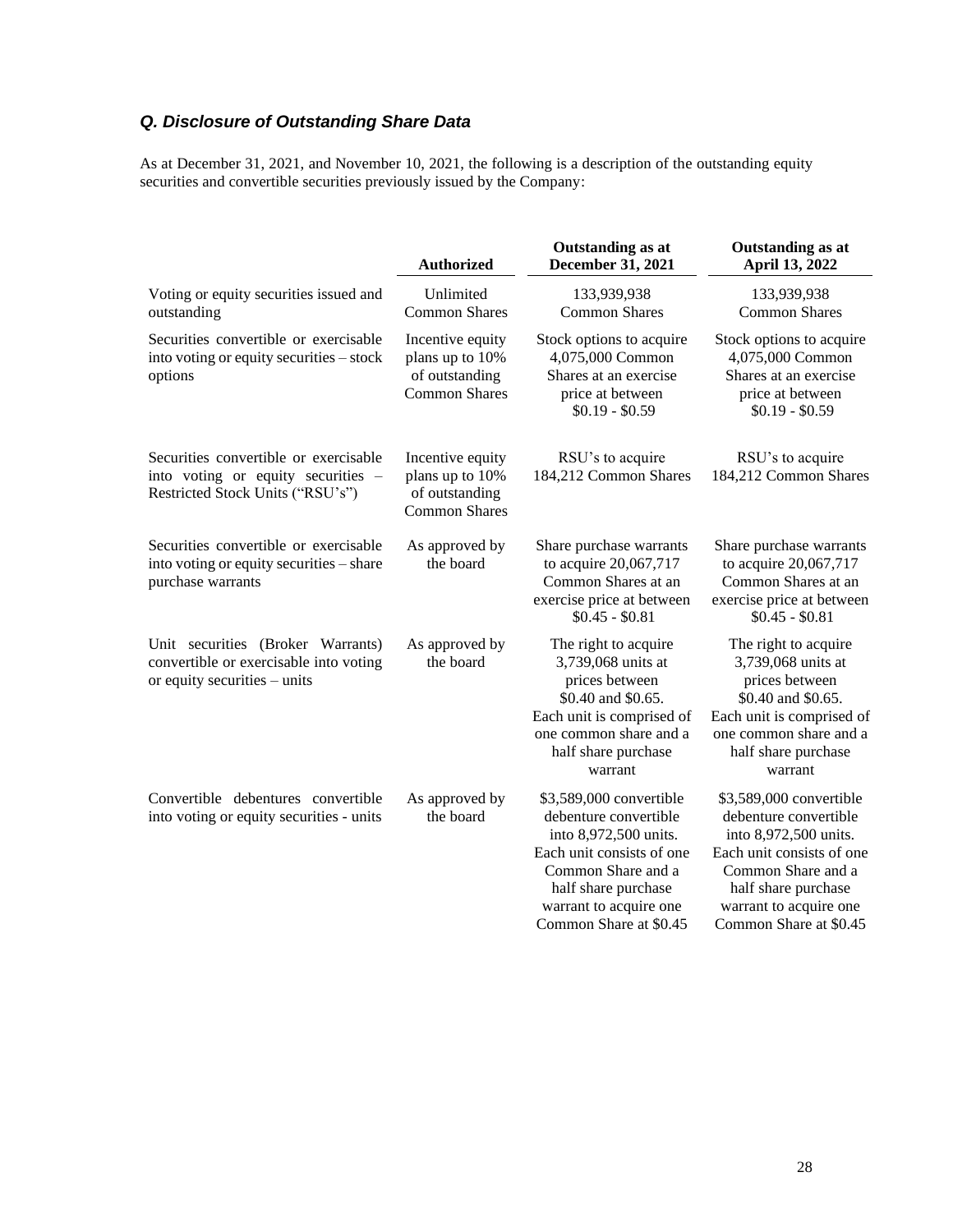### *Q. Disclosure of Outstanding Share Data*

As at December 31, 2021, and November 10, 2021, the following is a description of the outstanding equity securities and convertible securities previously issued by the Company:

| | Authorized | Outstanding as at December 31, 2021 | Outstanding as at April 13, 2022 |
|---|---|---|---|
| Voting or equity securities issued and outstanding | Unlimited Common Shares | 133,939,938 Common Shares | 133,939,938 Common Shares |
| Securities convertible or exercisable into voting or equity securities – stock options | Incentive equity plans up to 10% of outstanding Common Shares | Stock options to acquire 4,075,000 Common Shares at an exercise price at between $0.19 - $0.59 | Stock options to acquire 4,075,000 Common Shares at an exercise price at between $0.19 - $0.59 |
| Securities convertible or exercisable into voting or equity securities – Restricted Stock Units ("RSU's") | Incentive equity plans up to 10% of outstanding Common Shares | RSU's to acquire 184,212 Common Shares | RSU's to acquire 184,212 Common Shares |
| Securities convertible or exercisable into voting or equity securities – share purchase warrants | As approved by the board | Share purchase warrants to acquire 20,067,717 Common Shares at an exercise price at between $0.45 - $0.81 | Share purchase warrants to acquire 20,067,717 Common Shares at an exercise price at between $0.45 - $0.81 |
| Unit securities (Broker Warrants) convertible or exercisable into voting or equity securities – units | As approved by the board | The right to acquire 3,739,068 units at prices between $0.40 and $0.65. Each unit is comprised of one common share and a half share purchase warrant | The right to acquire 3,739,068 units at prices between $0.40 and $0.65. Each unit is comprised of one common share and a half share purchase warrant |
| Convertible debentures convertible into voting or equity securities - units | As approved by the board | $3,589,000 convertible debenture convertible into 8,972,500 units. Each unit consists of one Common Share and a half share purchase warrant to acquire one Common Share at $0.45 | $3,589,000 convertible debenture convertible into 8,972,500 units. Each unit consists of one Common Share and a half share purchase warrant to acquire one Common Share at $0.45 |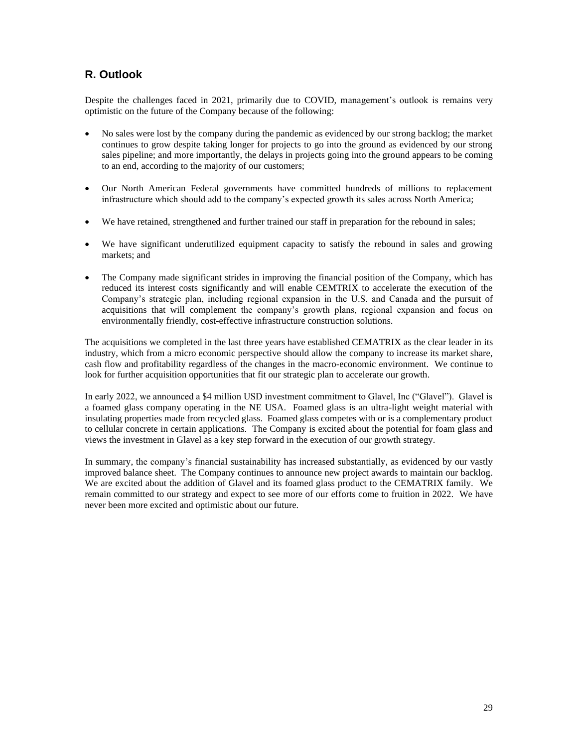## R. Outlook

Despite the challenges faced in 2021, primarily due to COVID, management's outlook is remains very optimistic on the future of the Company because of the following:

- No sales were lost by the company during the pandemic as evidenced by our strong backlog; the market continues to grow despite taking longer for projects to go into the ground as evidenced by our strong sales pipeline; and more importantly, the delays in projects going into the ground appears to be coming to an end, according to the majority of our customers;

- Our North American Federal governments have committed hundreds of millions to replacement infrastructure which should add to the company's expected growth its sales across North America;

- We have retained, strengthened and further trained our staff in preparation for the rebound in sales;

- We have significant underutilized equipment capacity to satisfy the rebound in sales and growing markets; and

- The Company made significant strides in improving the financial position of the Company, which has reduced its interest costs significantly and will enable CEMTRIX to accelerate the execution of the Company's strategic plan, including regional expansion in the U.S. and Canada and the pursuit of acquisitions that will complement the company's growth plans, regional expansion and focus on environmentally friendly, cost-effective infrastructure construction solutions.

The acquisitions we completed in the last three years have established CEMATRIX as the clear leader in its industry, which from a micro economic perspective should allow the company to increase its market share, cash flow and profitability regardless of the changes in the macro-economic environment. We continue to look for further acquisition opportunities that fit our strategic plan to accelerate our growth.

In early 2022, we announced a $4 million USD investment commitment to Glavel, Inc ("Glavel"). Glavel is a foamed glass company operating in the NE USA. Foamed glass is an ultra-light weight material with insulating properties made from recycled glass. Foamed glass competes with or is a complementary product to cellular concrete in certain applications. The Company is excited about the potential for foam glass and views the investment in Glavel as a key step forward in the execution of our growth strategy.

In summary, the company's financial sustainability has increased substantially, as evidenced by our vastly improved balance sheet. The Company continues to announce new project awards to maintain our backlog. We are excited about the addition of Glavel and its foamed glass product to the CEMATRIX family. We remain committed to our strategy and expect to see more of our efforts come to fruition in 2022. We have never been more excited and optimistic about our future.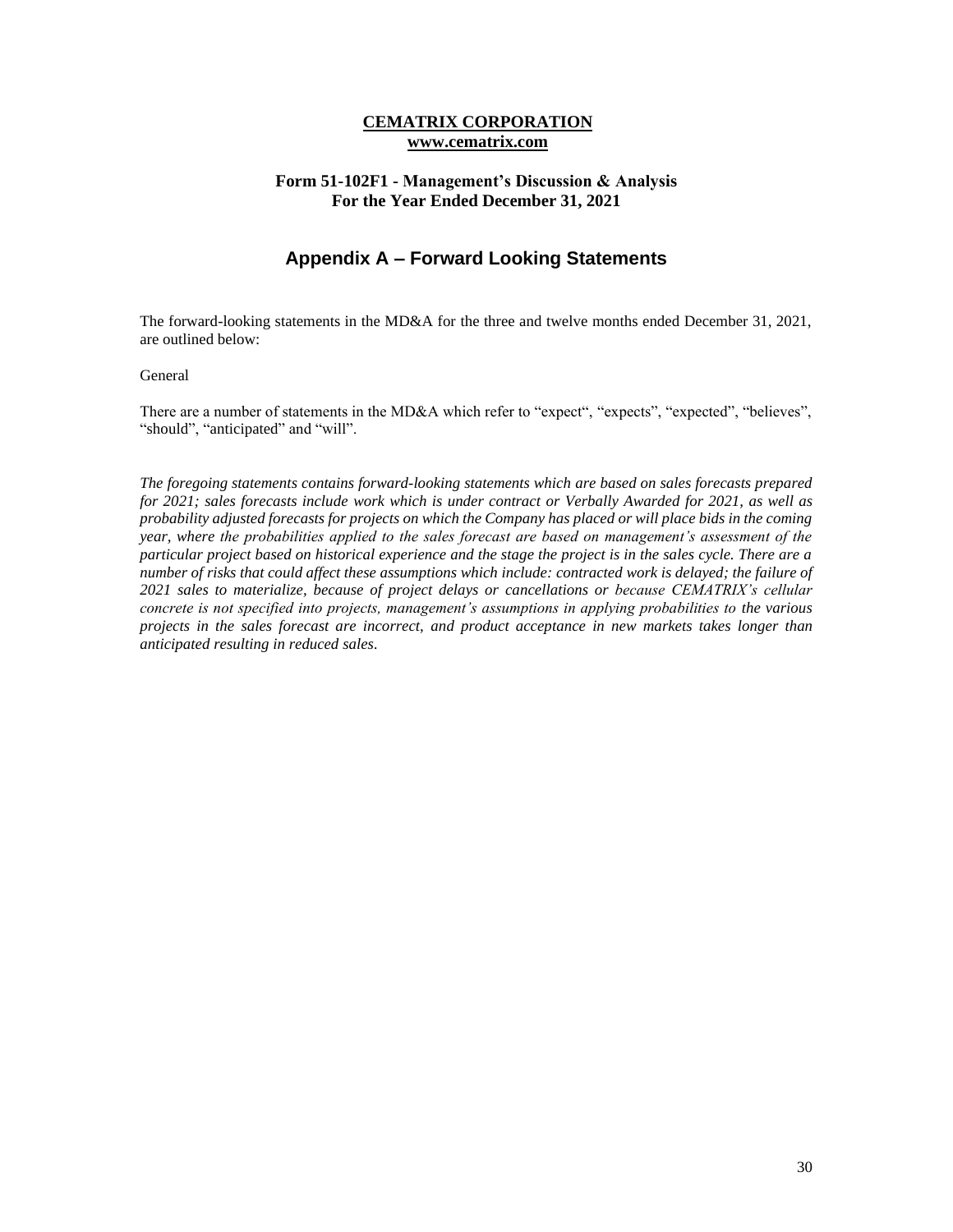**CEMATRIX CORPORATION**
**www.cematrix.com**

**Form 51-102F1 - Management's Discussion & Analysis**
**For the Year Ended December 31, 2021**

## Appendix A – Forward Looking Statements

The forward-looking statements in the MD&A for the three and twelve months ended December 31, 2021, are outlined below:

General

There are a number of statements in the MD&A which refer to "expect", "expects", "expected", "believes", "should", "anticipated" and "will".

*The foregoing statements contains forward-looking statements which are based on sales forecasts prepared for 2021; sales forecasts include work which is under contract or Verbally Awarded for 2021, as well as probability adjusted forecasts for projects on which the Company has placed or will place bids in the coming year, where the probabilities applied to the sales forecast are based on management's assessment of the particular project based on historical experience and the stage the project is in the sales cycle. There are a number of risks that could affect these assumptions which include: contracted work is delayed; the failure of 2021 sales to materialize, because of project delays or cancellations or because CEMATRIX's cellular concrete is not specified into projects, management's assumptions in applying probabilities to the various projects in the sales forecast are incorrect, and product acceptance in new markets takes longer than anticipated resulting in reduced sales.*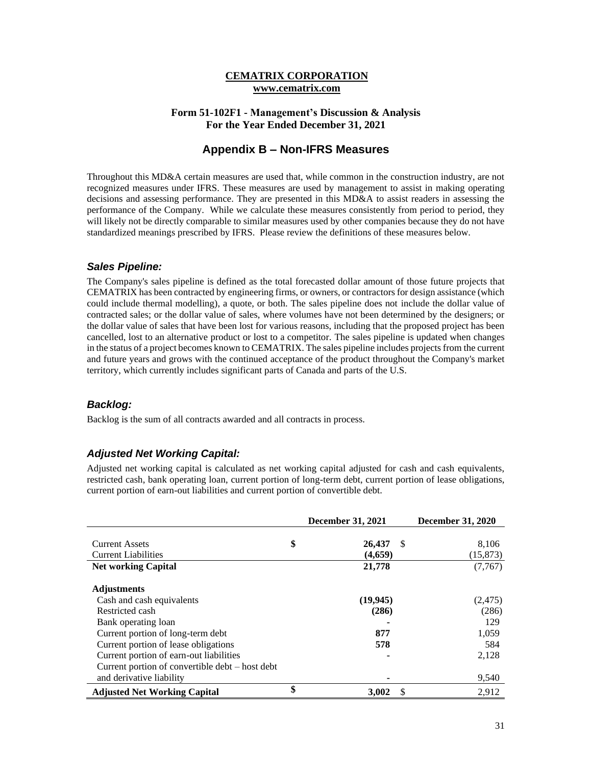**CEMATRIX CORPORATION**
**www.cematrix.com**

**Form 51-102F1 - Management's Discussion & Analysis**
**For the Year Ended December 31, 2021**

## Appendix B – Non-IFRS Measures

Throughout this MD&A certain measures are used that, while common in the construction industry, are not recognized measures under IFRS. These measures are used by management to assist in making operating decisions and assessing performance. They are presented in this MD&A to assist readers in assessing the performance of the Company. While we calculate these measures consistently from period to period, they will likely not be directly comparable to similar measures used by other companies because they do not have standardized meanings prescribed by IFRS. Please review the definitions of these measures below.

### *Sales Pipeline:*

The Company's sales pipeline is defined as the total forecasted dollar amount of those future projects that CEMATRIX has been contracted by engineering firms, or owners, or contractors for design assistance (which could include thermal modelling), a quote, or both. The sales pipeline does not include the dollar value of contracted sales; or the dollar value of sales, where volumes have not been determined by the designers; or the dollar value of sales that have been lost for various reasons, including that the proposed project has been cancelled, lost to an alternative product or lost to a competitor. The sales pipeline is updated when changes in the status of a project becomes known to CEMATRIX. The sales pipeline includes projects from the current and future years and grows with the continued acceptance of the product throughout the Company's market territory, which currently includes significant parts of Canada and parts of the U.S.

### *Backlog:*

Backlog is the sum of all contracts awarded and all contracts in process.

### *Adjusted Net Working Capital:*

Adjusted net working capital is calculated as net working capital adjusted for cash and cash equivalents, restricted cash, bank operating loan, current portion of long-term debt, current portion of lease obligations, current portion of earn-out liabilities and current portion of convertible debt.

| | December 31, 2021 | December 31, 2020 |
|---|---|---|
| Current Assets | **$ 26,437** | $ 8,106 |
| Current Liabilities | **(4,659)** | (15,873) |
| **Net working Capital** | **21,778** | (7,767) |
| **Adjustments** | | |
| Cash and cash equivalents | **(19,945)** | (2,475) |
| Restricted cash | **(286)** | (286) |
| Bank operating loan | **-** | 129 |
| Current portion of long-term debt | **877** | 1,059 |
| Current portion of lease obligations | **578** | 584 |
| Current portion of earn-out liabilities | **-** | 2,128 |
| Current portion of convertible debt – host debt and derivative liability | **-** | 9,540 |
| **Adjusted Net Working Capital** | **$ 3,002** | $ 2,912 |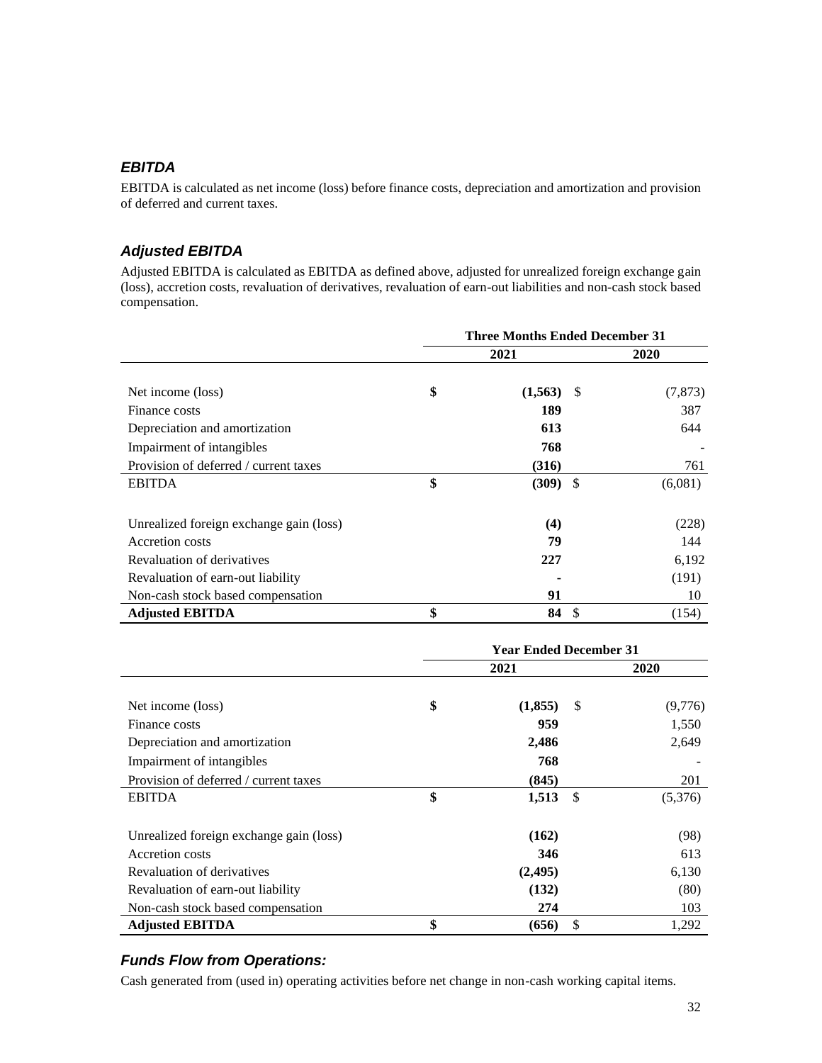### *EBITDA*

EBITDA is calculated as net income (loss) before finance costs, depreciation and amortization and provision of deferred and current taxes.

### *Adjusted EBITDA*

Adjusted EBITDA is calculated as EBITDA as defined above, adjusted for unrealized foreign exchange gain (loss), accretion costs, revaluation of derivatives, revaluation of earn-out liabilities and non-cash stock based compensation.

| | Three Months Ended December 31 | |
|---|---|---|
| | **2021** | **2020** |
| Net income (loss) | **$ (1,563)** | $ (7,873) |
| Finance costs | **189** | 387 |
| Depreciation and amortization | **613** | 644 |
| Impairment of intangibles | **768** | - |
| Provision of deferred / current taxes | **(316)** | 761 |
| EBITDA | **$ (309)** | $ (6,081) |
| Unrealized foreign exchange gain (loss) | **(4)** | (228) |
| Accretion costs | **79** | 144 |
| Revaluation of derivatives | **227** | 6,192 |
| Revaluation of earn-out liability | **-** | (191) |
| Non-cash stock based compensation | **91** | 10 |
| **Adjusted EBITDA** | **$ 84** | $ (154) |

| | Year Ended December 31 | |
|---|---|---|
| | **2021** | **2020** |
| Net income (loss) | **$ (1,855)** | $ (9,776) |
| Finance costs | **959** | 1,550 |
| Depreciation and amortization | **2,486** | 2,649 |
| Impairment of intangibles | **768** | - |
| Provision of deferred / current taxes | **(845)** | 201 |
| EBITDA | **$ 1,513** | $ (5,376) |
| Unrealized foreign exchange gain (loss) | **(162)** | (98) |
| Accretion costs | **346** | 613 |
| Revaluation of derivatives | **(2,495)** | 6,130 |
| Revaluation of earn-out liability | **(132)** | (80) |
| Non-cash stock based compensation | **274** | 103 |
| **Adjusted EBITDA** | **$ (656)** | $ 1,292 |

### *Funds Flow from Operations:*

Cash generated from (used in) operating activities before net change in non-cash working capital items.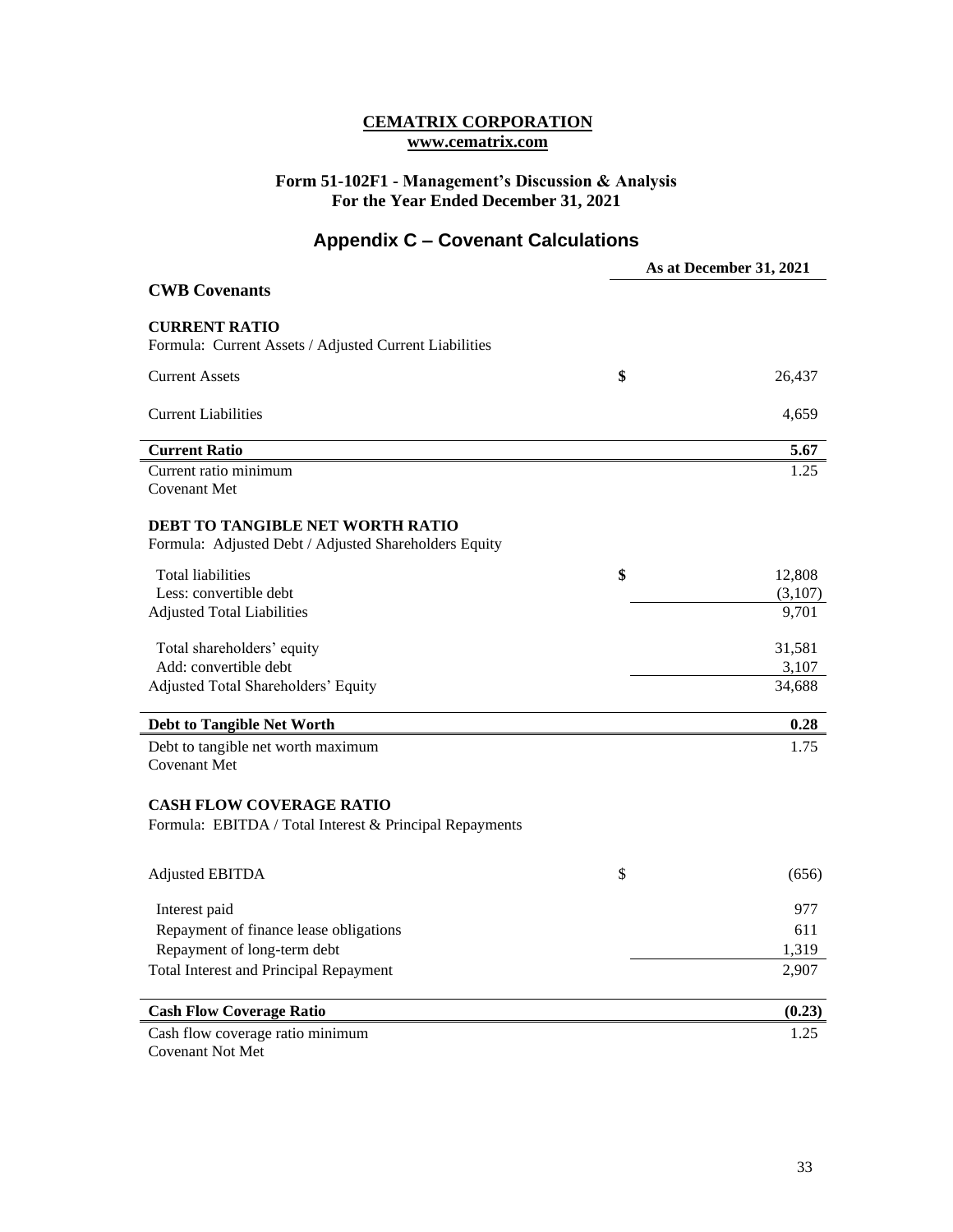**CEMATRIX CORPORATION**
**www.cematrix.com**

**Form 51-102F1 - Management's Discussion & Analysis**
**For the Year Ended December 31, 2021**

## Appendix C – Covenant Calculations

| | | As at December 31, 2021 |
|---|---|---|
| **CWB Covenants** | | |
| **CURRENT RATIO** | | |
| Formula: Current Assets / Adjusted Current Liabilities | | |
| Current Assets | $ | 26,437 |
| Current Liabilities | | 4,659 |
| **Current Ratio** | | **5.67** |
| Current ratio minimum | | 1.25 |
| Covenant Met | | |
| **DEBT TO TANGIBLE NET WORTH RATIO** | | |
| Formula: Adjusted Debt / Adjusted Shareholders Equity | | |
| Total liabilities | $ | 12,808 |
| Less: convertible debt | | (3,107) |
| Adjusted Total Liabilities | | 9,701 |
| Total shareholders' equity | | 31,581 |
| Add: convertible debt | | 3,107 |
| Adjusted Total Shareholders' Equity | | 34,688 |
| **Debt to Tangible Net Worth** | | **0.28** |
| Debt to tangible net worth maximum | | 1.75 |
| Covenant Met | | |
| **CASH FLOW COVERAGE RATIO** | | |
| Formula: EBITDA / Total Interest & Principal Repayments | | |
| Adjusted EBITDA | $ | (656) |
| Interest paid | | 977 |
| Repayment of finance lease obligations | | 611 |
| Repayment of long-term debt | | 1,319 |
| Total Interest and Principal Repayment | | 2,907 |
| **Cash Flow Coverage Ratio** | | **(0.23)** |
| Cash flow coverage ratio minimum | | 1.25 |
| Covenant Not Met | | |